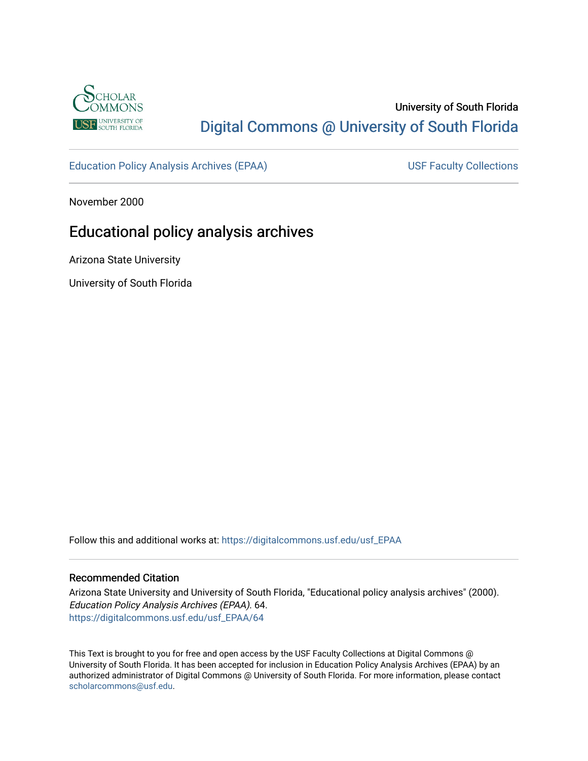University of South Florida

Digital Commons @ University of South Florida

Education Policy Analysis Archives (EPAA) | USF Faculty Collections

November 2000

# Educational policy analysis archives

Arizona State University

University of South Florida

Follow this and additional works at: https://digitalcommons.usf.edu/usf_EPAA

## Recommended Citation

Arizona State University and University of South Florida, "Educational policy analysis archives" (2000). *Education Policy Analysis Archives (EPAA)*. 64.
https://digitalcommons.usf.edu/usf_EPAA/64

This Text is brought to you for free and open access by the USF Faculty Collections at Digital Commons @ University of South Florida. It has been accepted for inclusion in Education Policy Analysis Archives (EPAA) by an authorized administrator of Digital Commons @ University of South Florida. For more information, please contact scholarcommons@usf.edu.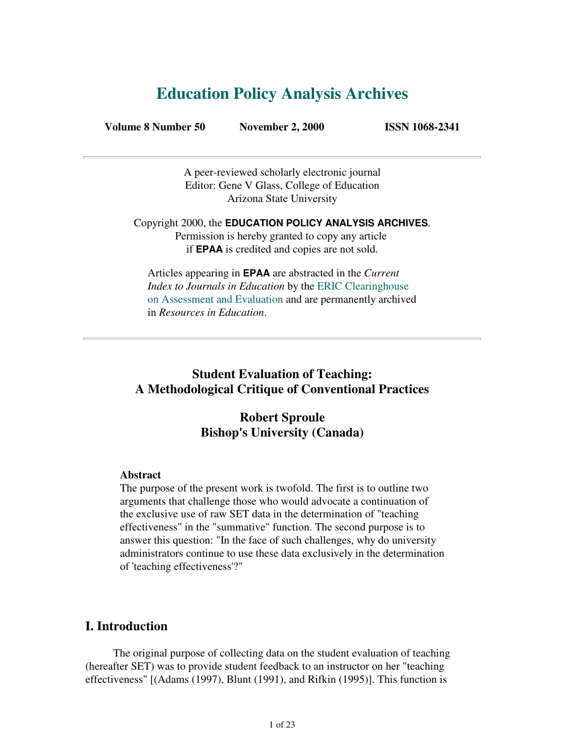# Education Policy Analysis Archives

**Volume 8 Number 50** **November 2, 2000** **ISSN 1068-2341**

---

A peer-reviewed scholarly electronic journal
Editor: Gene V Glass, College of Education
Arizona State University

Copyright 2000, the **EDUCATION POLICY ANALYSIS ARCHIVES**.
Permission is hereby granted to copy any article
if **EPAA** is credited and copies are not sold.

Articles appearing in **EPAA** are abstracted in the *Current Index to Journals in Education* by the ERIC Clearinghouse on Assessment and Evaluation and are permanently archived in *Resources in Education*.

---

## Student Evaluation of Teaching: A Methodological Critique of Conventional Practices

### Robert Sproule
### Bishop's University (Canada)

**Abstract**
The purpose of the present work is twofold. The first is to outline two arguments that challenge those who would advocate a continuation of the exclusive use of raw SET data in the determination of "teaching effectiveness" in the "summative" function. The second purpose is to answer this question: "In the face of such challenges, why do university administrators continue to use these data exclusively in the determination of 'teaching effectiveness'?"

## I. Introduction

The original purpose of collecting data on the student evaluation of teaching (hereafter SET) was to provide student feedback to an instructor on her "teaching effectiveness" [(Adams (1997), Blunt (1991), and Rifkin (1995)]. This function is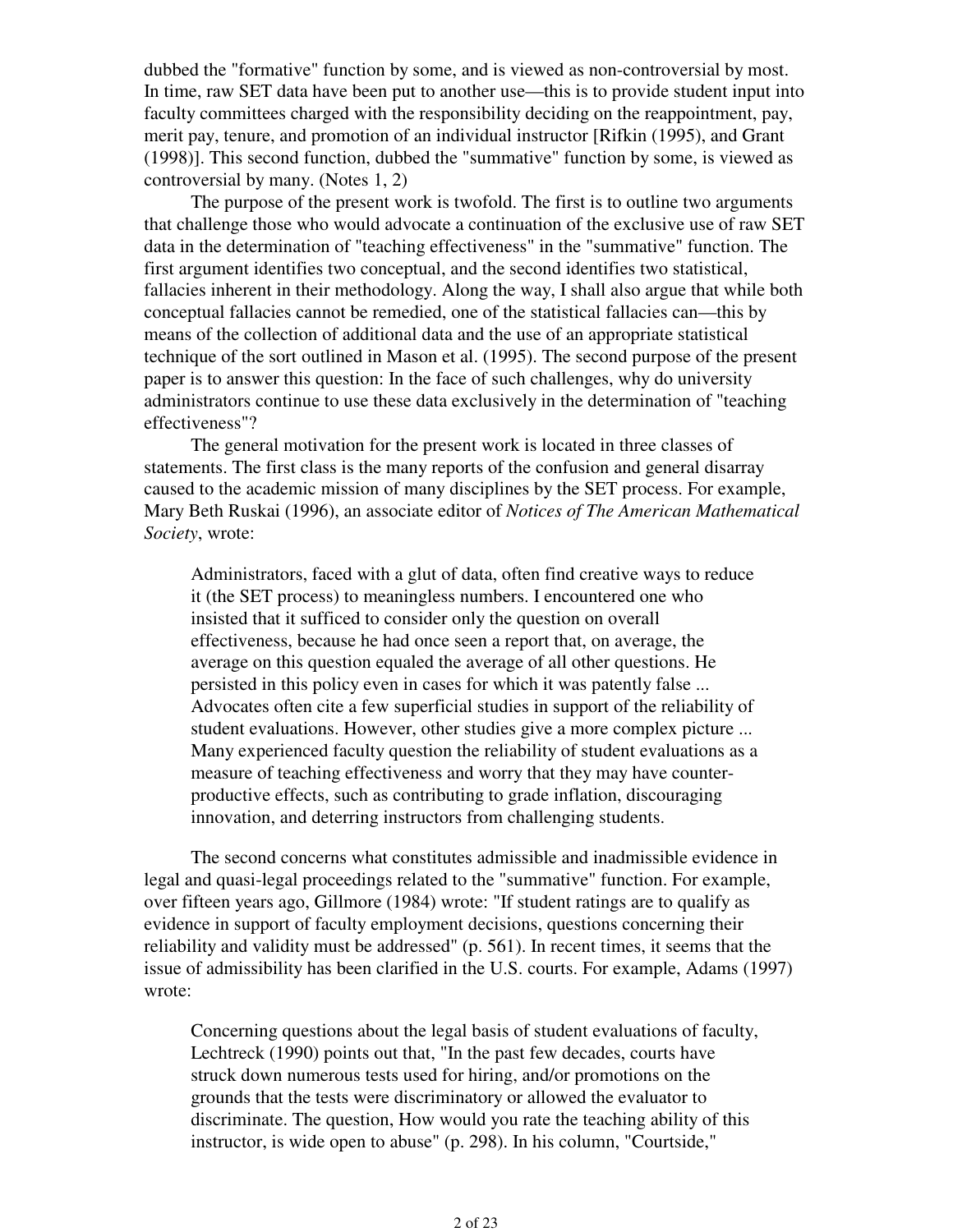dubbed the "formative" function by some, and is viewed as non-controversial by most. In time, raw SET data have been put to another use—this is to provide student input into faculty committees charged with the responsibility deciding on the reappointment, pay, merit pay, tenure, and promotion of an individual instructor [Rifkin (1995), and Grant (1998)]. This second function, dubbed the "summative" function by some, is viewed as controversial by many. (Notes 1, 2)

The purpose of the present work is twofold. The first is to outline two arguments that challenge those who would advocate a continuation of the exclusive use of raw SET data in the determination of "teaching effectiveness" in the "summative" function. The first argument identifies two conceptual, and the second identifies two statistical, fallacies inherent in their methodology. Along the way, I shall also argue that while both conceptual fallacies cannot be remedied, one of the statistical fallacies can—this by means of the collection of additional data and the use of an appropriate statistical technique of the sort outlined in Mason et al. (1995). The second purpose of the present paper is to answer this question: In the face of such challenges, why do university administrators continue to use these data exclusively in the determination of "teaching effectiveness"?

The general motivation for the present work is located in three classes of statements. The first class is the many reports of the confusion and general disarray caused to the academic mission of many disciplines by the SET process. For example, Mary Beth Ruskai (1996), an associate editor of *Notices of The American Mathematical Society*, wrote:

> Administrators, faced with a glut of data, often find creative ways to reduce it (the SET process) to meaningless numbers. I encountered one who insisted that it sufficed to consider only the question on overall effectiveness, because he had once seen a report that, on average, the average on this question equaled the average of all other questions. He persisted in this policy even in cases for which it was patently false ... Advocates often cite a few superficial studies in support of the reliability of student evaluations. However, other studies give a more complex picture ... Many experienced faculty question the reliability of student evaluations as a measure of teaching effectiveness and worry that they may have counter-productive effects, such as contributing to grade inflation, discouraging innovation, and deterring instructors from challenging students.

The second concerns what constitutes admissible and inadmissible evidence in legal and quasi-legal proceedings related to the "summative" function. For example, over fifteen years ago, Gillmore (1984) wrote: "If student ratings are to qualify as evidence in support of faculty employment decisions, questions concerning their reliability and validity must be addressed" (p. 561). In recent times, it seems that the issue of admissibility has been clarified in the U.S. courts. For example, Adams (1997) wrote:

> Concerning questions about the legal basis of student evaluations of faculty, Lechtreck (1990) points out that, "In the past few decades, courts have struck down numerous tests used for hiring, and/or promotions on the grounds that the tests were discriminatory or allowed the evaluator to discriminate. The question, How would you rate the teaching ability of this instructor, is wide open to abuse" (p. 298). In his column, "Courtside,"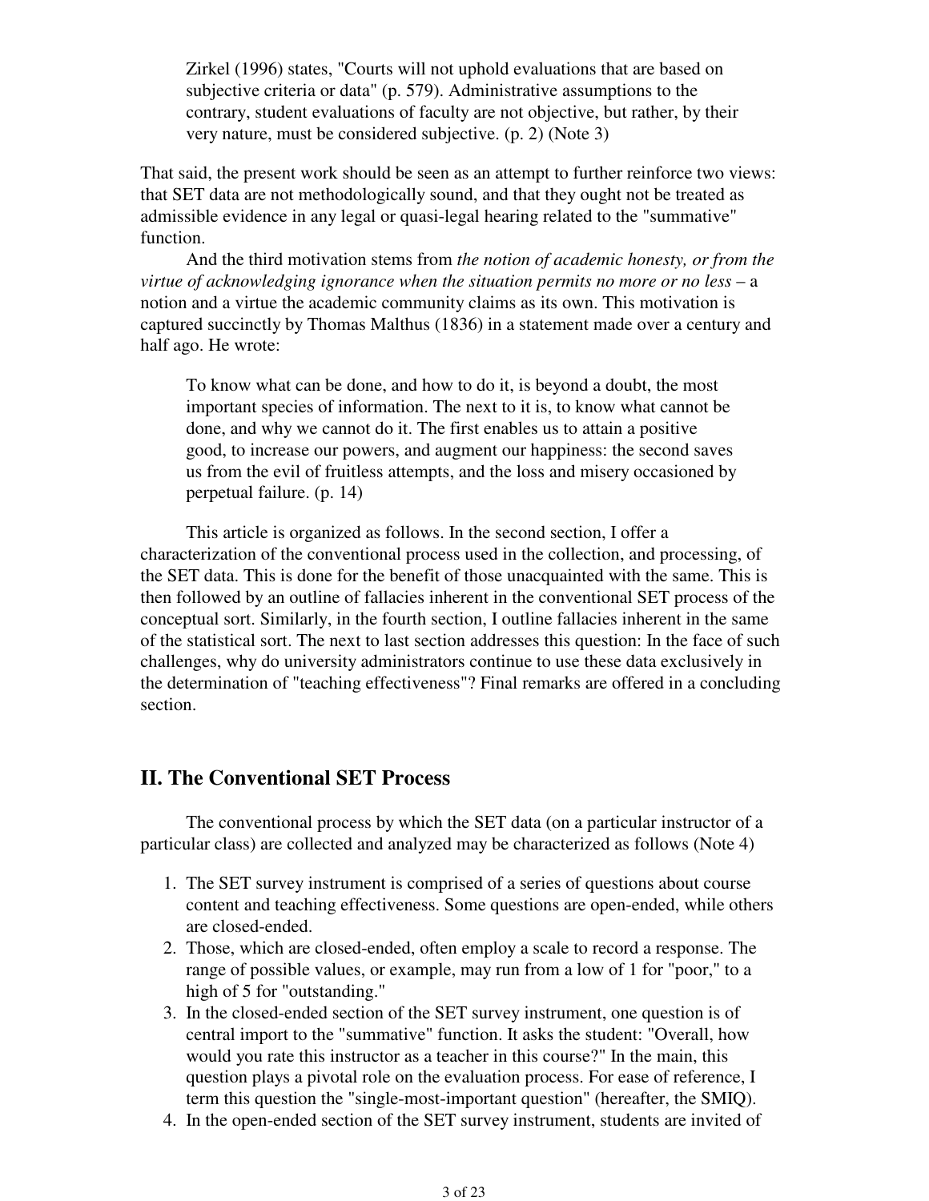> Zirkel (1996) states, "Courts will not uphold evaluations that are based on subjective criteria or data" (p. 579). Administrative assumptions to the contrary, student evaluations of faculty are not objective, but rather, by their very nature, must be considered subjective. (p. 2) (Note 3)

That said, the present work should be seen as an attempt to further reinforce two views: that SET data are not methodologically sound, and that they ought not be treated as admissible evidence in any legal or quasi-legal hearing related to the "summative" function.

And the third motivation stems from *the notion of academic honesty, or from the virtue of acknowledging ignorance when the situation permits no more or no less* – a notion and a virtue the academic community claims as its own. This motivation is captured succinctly by Thomas Malthus (1836) in a statement made over a century and half ago. He wrote:

> To know what can be done, and how to do it, is beyond a doubt, the most important species of information. The next to it is, to know what cannot be done, and why we cannot do it. The first enables us to attain a positive good, to increase our powers, and augment our happiness: the second saves us from the evil of fruitless attempts, and the loss and misery occasioned by perpetual failure. (p. 14)

This article is organized as follows. In the second section, I offer a characterization of the conventional process used in the collection, and processing, of the SET data. This is done for the benefit of those unacquainted with the same. This is then followed by an outline of fallacies inherent in the conventional SET process of the conceptual sort. Similarly, in the fourth section, I outline fallacies inherent in the same of the statistical sort. The next to last section addresses this question: In the face of such challenges, why do university administrators continue to use these data exclusively in the determination of "teaching effectiveness"? Final remarks are offered in a concluding section.

## II. The Conventional SET Process

The conventional process by which the SET data (on a particular instructor of a particular class) are collected and analyzed may be characterized as follows (Note 4)

1. The SET survey instrument is comprised of a series of questions about course content and teaching effectiveness. Some questions are open-ended, while others are closed-ended.
2. Those, which are closed-ended, often employ a scale to record a response. The range of possible values, or example, may run from a low of 1 for "poor," to a high of 5 for "outstanding."
3. In the closed-ended section of the SET survey instrument, one question is of central import to the "summative" function. It asks the student: "Overall, how would you rate this instructor as a teacher in this course?" In the main, this question plays a pivotal role on the evaluation process. For ease of reference, I term this question the "single-most-important question" (hereafter, the SMIQ).
4. In the open-ended section of the SET survey instrument, students are invited of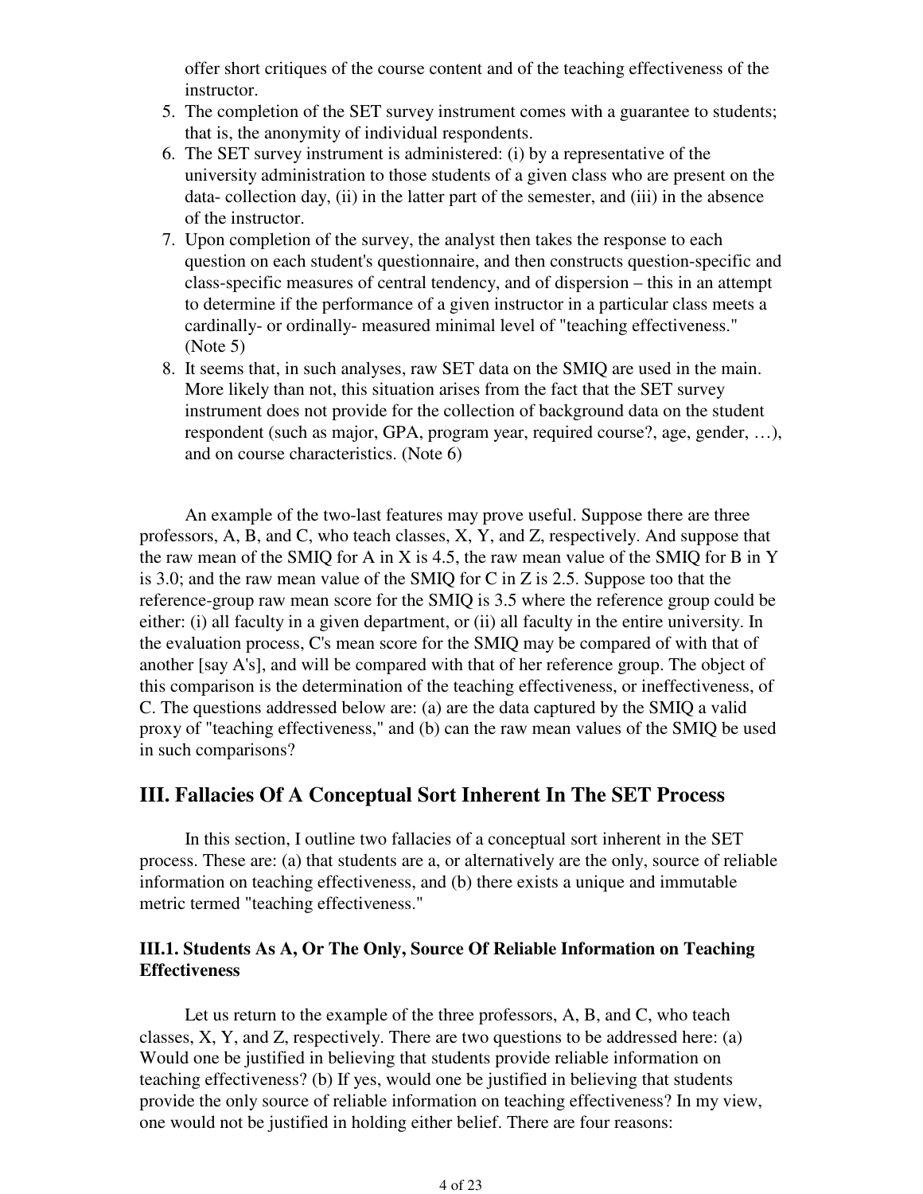offer short critiques of the course content and of the teaching effectiveness of the instructor.

5. The completion of the SET survey instrument comes with a guarantee to students; that is, the anonymity of individual respondents.
6. The SET survey instrument is administered: (i) by a representative of the university administration to those students of a given class who are present on the data- collection day, (ii) in the latter part of the semester, and (iii) in the absence of the instructor.
7. Upon completion of the survey, the analyst then takes the response to each question on each student's questionnaire, and then constructs question-specific and class-specific measures of central tendency, and of dispersion – this in an attempt to determine if the performance of a given instructor in a particular class meets a cardinally- or ordinally- measured minimal level of "teaching effectiveness." (Note 5)
8. It seems that, in such analyses, raw SET data on the SMIQ are used in the main. More likely than not, this situation arises from the fact that the SET survey instrument does not provide for the collection of background data on the student respondent (such as major, GPA, program year, required course?, age, gender, …), and on course characteristics. (Note 6)

An example of the two-last features may prove useful. Suppose there are three professors, A, B, and C, who teach classes, X, Y, and Z, respectively. And suppose that the raw mean of the SMIQ for A in X is 4.5, the raw mean value of the SMIQ for B in Y is 3.0; and the raw mean value of the SMIQ for C in Z is 2.5. Suppose too that the reference-group raw mean score for the SMIQ is 3.5 where the reference group could be either: (i) all faculty in a given department, or (ii) all faculty in the entire university. In the evaluation process, C's mean score for the SMIQ may be compared of with that of another [say A's], and will be compared with that of her reference group. The object of this comparison is the determination of the teaching effectiveness, or ineffectiveness, of C. The questions addressed below are: (a) are the data captured by the SMIQ a valid proxy of "teaching effectiveness," and (b) can the raw mean values of the SMIQ be used in such comparisons?

## III. Fallacies Of A Conceptual Sort Inherent In The SET Process

In this section, I outline two fallacies of a conceptual sort inherent in the SET process. These are: (a) that students are a, or alternatively are the only, source of reliable information on teaching effectiveness, and (b) there exists a unique and immutable metric termed "teaching effectiveness."

### III.1. Students As A, Or The Only, Source Of Reliable Information on Teaching Effectiveness

Let us return to the example of the three professors, A, B, and C, who teach classes, X, Y, and Z, respectively. There are two questions to be addressed here: (a) Would one be justified in believing that students provide reliable information on teaching effectiveness? (b) If yes, would one be justified in believing that students provide the only source of reliable information on teaching effectiveness? In my view, one would not be justified in holding either belief. There are four reasons: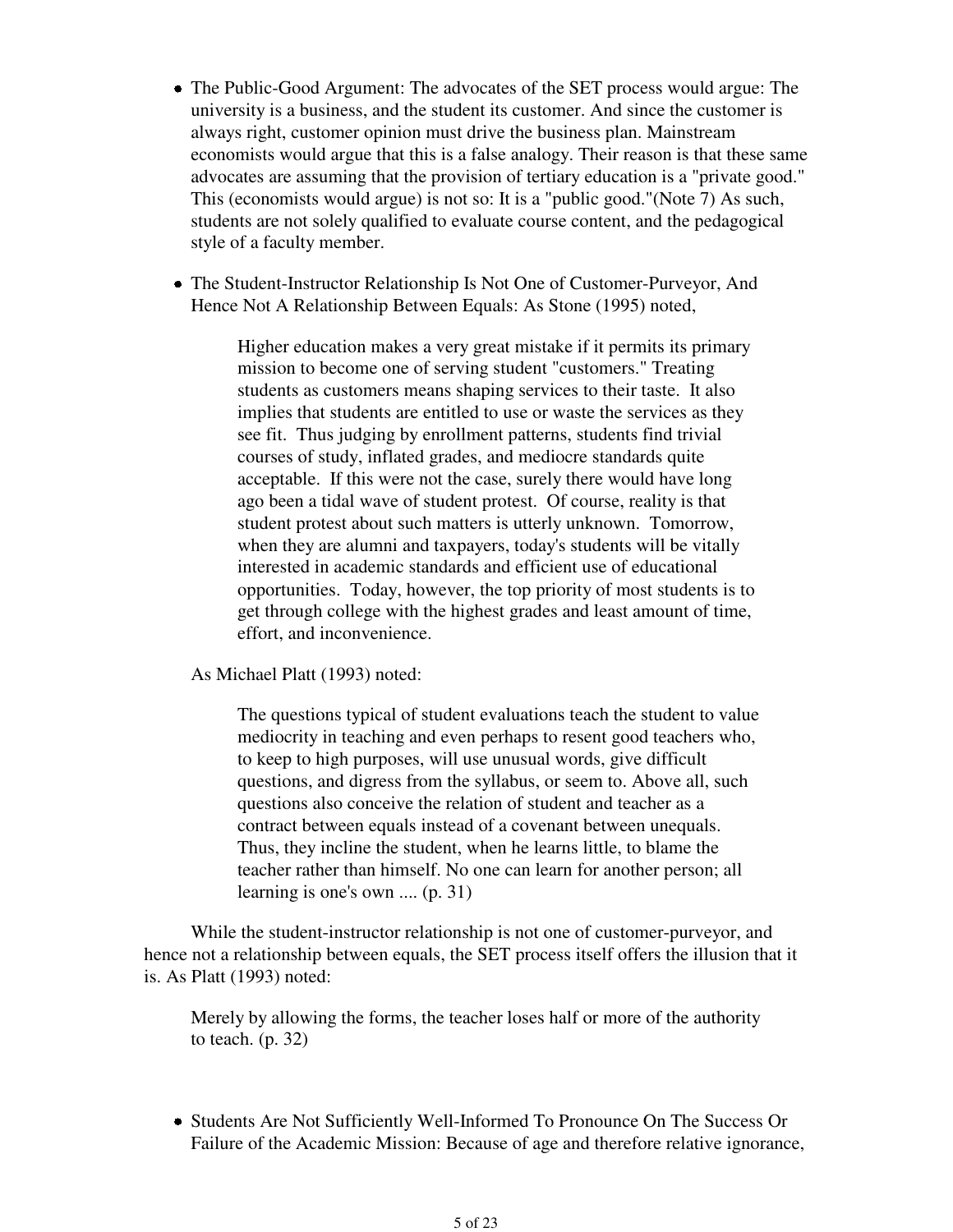- The Public-Good Argument: The advocates of the SET process would argue: The university is a business, and the student its customer. And since the customer is always right, customer opinion must drive the business plan. Mainstream economists would argue that this is a false analogy. Their reason is that these same advocates are assuming that the provision of tertiary education is a "private good." This (economists would argue) is not so: It is a "public good."(Note 7) As such, students are not solely qualified to evaluate course content, and the pedagogical style of a faculty member.

- The Student-Instructor Relationship Is Not One of Customer-Purveyor, And Hence Not A Relationship Between Equals: As Stone (1995) noted,

  > Higher education makes a very great mistake if it permits its primary mission to become one of serving student "customers." Treating students as customers means shaping services to their taste. It also implies that students are entitled to use or waste the services as they see fit. Thus judging by enrollment patterns, students find trivial courses of study, inflated grades, and mediocre standards quite acceptable. If this were not the case, surely there would have long ago been a tidal wave of student protest. Of course, reality is that student protest about such matters is utterly unknown. Tomorrow, when they are alumni and taxpayers, today's students will be vitally interested in academic standards and efficient use of educational opportunities. Today, however, the top priority of most students is to get through college with the highest grades and least amount of time, effort, and inconvenience.

  As Michael Platt (1993) noted:

  > The questions typical of student evaluations teach the student to value mediocrity in teaching and even perhaps to resent good teachers who, to keep to high purposes, will use unusual words, give difficult questions, and digress from the syllabus, or seem to. Above all, such questions also conceive the relation of student and teacher as a contract between equals instead of a covenant between unequals. Thus, they incline the student, when he learns little, to blame the teacher rather than himself. No one can learn for another person; all learning is one's own .... (p. 31)

While the student-instructor relationship is not one of customer-purveyor, and hence not a relationship between equals, the SET process itself offers the illusion that it is. As Platt (1993) noted:

> Merely by allowing the forms, the teacher loses half or more of the authority to teach. (p. 32)

- Students Are Not Sufficiently Well-Informed To Pronounce On The Success Or Failure of the Academic Mission: Because of age and therefore relative ignorance,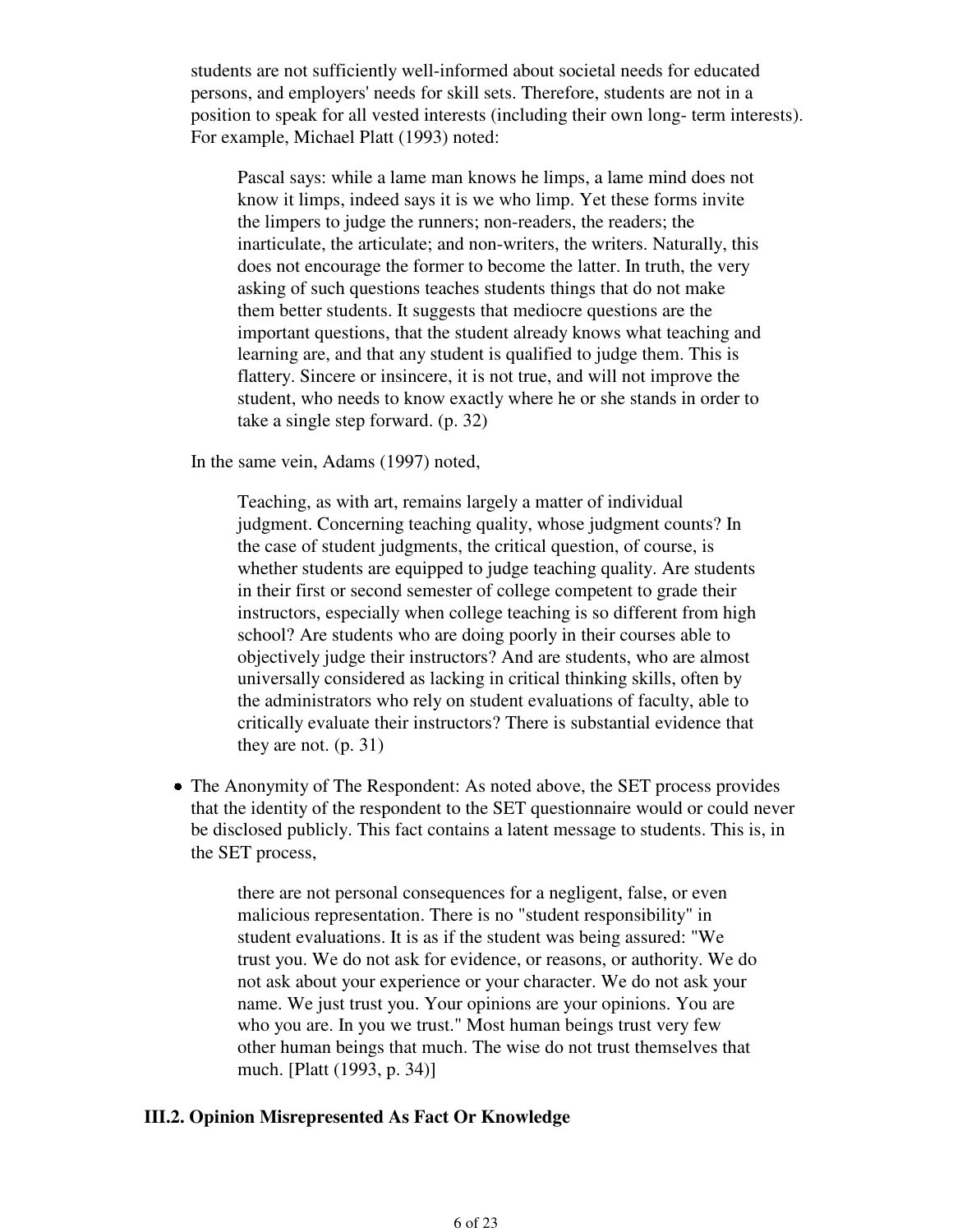students are not sufficiently well-informed about societal needs for educated persons, and employers' needs for skill sets. Therefore, students are not in a position to speak for all vested interests (including their own long- term interests). For example, Michael Platt (1993) noted:

> Pascal says: while a lame man knows he limps, a lame mind does not know it limps, indeed says it is we who limp. Yet these forms invite the limpers to judge the runners; non-readers, the readers; the inarticulate, the articulate; and non-writers, the writers. Naturally, this does not encourage the former to become the latter. In truth, the very asking of such questions teaches students things that do not make them better students. It suggests that mediocre questions are the important questions, that the student already knows what teaching and learning are, and that any student is qualified to judge them. This is flattery. Sincere or insincere, it is not true, and will not improve the student, who needs to know exactly where he or she stands in order to take a single step forward. (p. 32)

In the same vein, Adams (1997) noted,

> Teaching, as with art, remains largely a matter of individual judgment. Concerning teaching quality, whose judgment counts? In the case of student judgments, the critical question, of course, is whether students are equipped to judge teaching quality. Are students in their first or second semester of college competent to grade their instructors, especially when college teaching is so different from high school? Are students who are doing poorly in their courses able to objectively judge their instructors? And are students, who are almost universally considered as lacking in critical thinking skills, often by the administrators who rely on student evaluations of faculty, able to critically evaluate their instructors? There is substantial evidence that they are not. (p. 31)

- The Anonymity of The Respondent: As noted above, the SET process provides that the identity of the respondent to the SET questionnaire would or could never be disclosed publicly. This fact contains a latent message to students. This is, in the SET process,

> there are not personal consequences for a negligent, false, or even malicious representation. There is no "student responsibility" in student evaluations. It is as if the student was being assured: "We trust you. We do not ask for evidence, or reasons, or authority. We do not ask about your experience or your character. We do not ask your name. We just trust you. Your opinions are your opinions. You are who you are. In you we trust." Most human beings trust very few other human beings that much. The wise do not trust themselves that much. [Platt (1993, p. 34)]

### III.2. Opinion Misrepresented As Fact Or Knowledge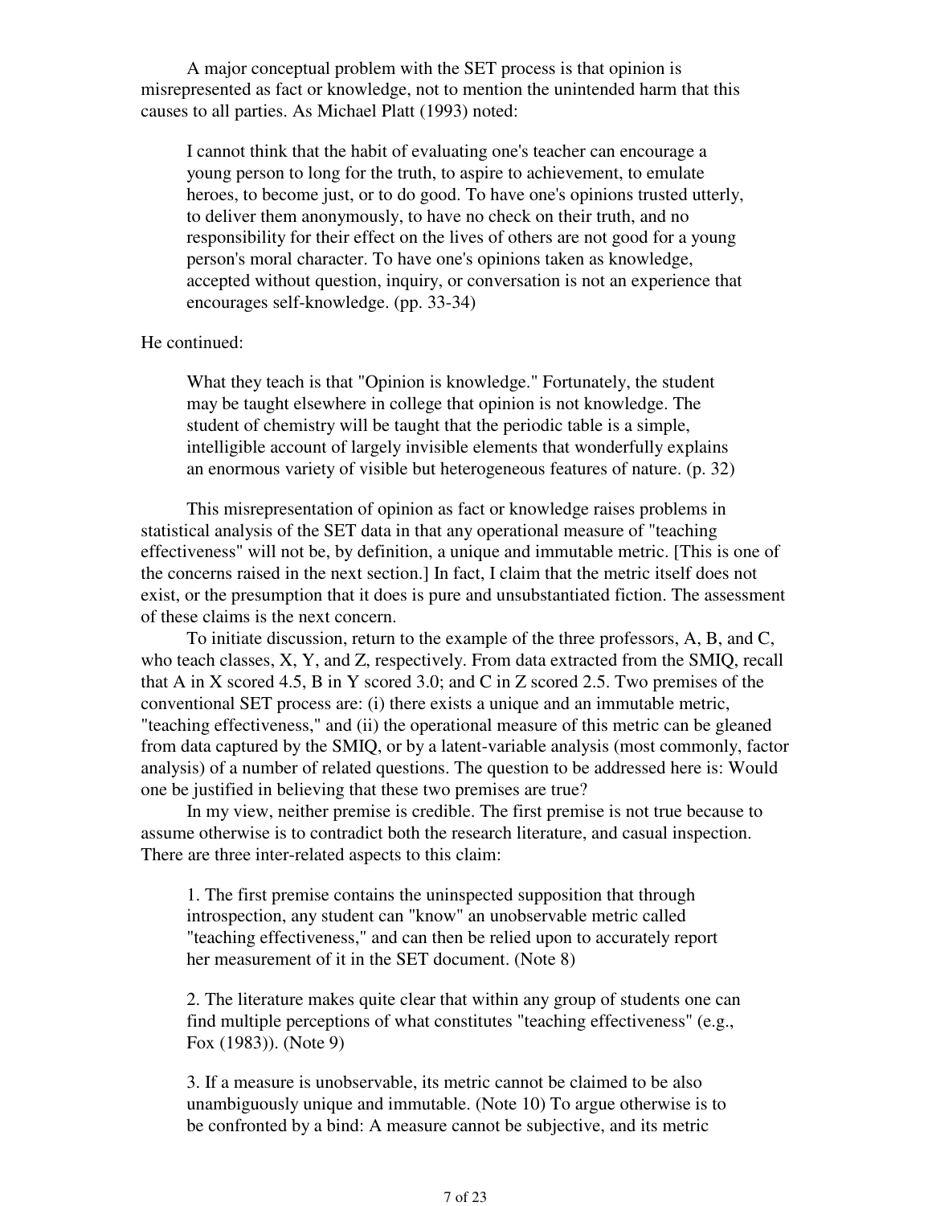A major conceptual problem with the SET process is that opinion is misrepresented as fact or knowledge, not to mention the unintended harm that this causes to all parties. As Michael Platt (1993) noted:

> I cannot think that the habit of evaluating one's teacher can encourage a young person to long for the truth, to aspire to achievement, to emulate heroes, to become just, or to do good. To have one's opinions trusted utterly, to deliver them anonymously, to have no check on their truth, and no responsibility for their effect on the lives of others are not good for a young person's moral character. To have one's opinions taken as knowledge, accepted without question, inquiry, or conversation is not an experience that encourages self-knowledge. (pp. 33-34)

He continued:

> What they teach is that "Opinion is knowledge." Fortunately, the student may be taught elsewhere in college that opinion is not knowledge. The student of chemistry will be taught that the periodic table is a simple, intelligible account of largely invisible elements that wonderfully explains an enormous variety of visible but heterogeneous features of nature. (p. 32)

This misrepresentation of opinion as fact or knowledge raises problems in statistical analysis of the SET data in that any operational measure of "teaching effectiveness" will not be, by definition, a unique and immutable metric. [This is one of the concerns raised in the next section.] In fact, I claim that the metric itself does not exist, or the presumption that it does is pure and unsubstantiated fiction. The assessment of these claims is the next concern.

To initiate discussion, return to the example of the three professors, A, B, and C, who teach classes, X, Y, and Z, respectively. From data extracted from the SMIQ, recall that A in X scored 4.5, B in Y scored 3.0; and C in Z scored 2.5. Two premises of the conventional SET process are: (i) there exists a unique and an immutable metric, "teaching effectiveness," and (ii) the operational measure of this metric can be gleaned from data captured by the SMIQ, or by a latent-variable analysis (most commonly, factor analysis) of a number of related questions. The question to be addressed here is: Would one be justified in believing that these two premises are true?

In my view, neither premise is credible. The first premise is not true because to assume otherwise is to contradict both the research literature, and casual inspection. There are three inter-related aspects to this claim:

> 1. The first premise contains the uninspected supposition that through introspection, any student can "know" an unobservable metric called "teaching effectiveness," and can then be relied upon to accurately report her measurement of it in the SET document. (Note 8)
>
> 2. The literature makes quite clear that within any group of students one can find multiple perceptions of what constitutes "teaching effectiveness" (e.g., Fox (1983)). (Note 9)
>
> 3. If a measure is unobservable, its metric cannot be claimed to be also unambiguously unique and immutable. (Note 10) To argue otherwise is to be confronted by a bind: A measure cannot be subjective, and its metric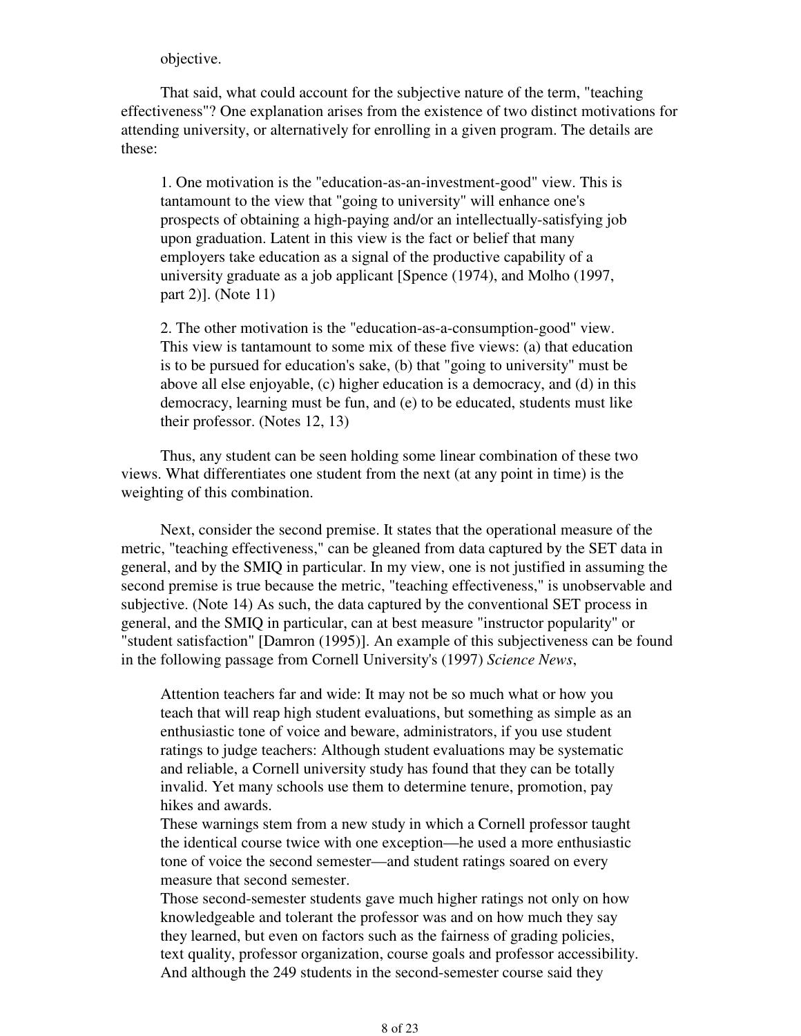objective.

That said, what could account for the subjective nature of the term, "teaching effectiveness"? One explanation arises from the existence of two distinct motivations for attending university, or alternatively for enrolling in a given program. The details are these:

> 1. One motivation is the "education-as-an-investment-good" view. This is tantamount to the view that "going to university" will enhance one's prospects of obtaining a high-paying and/or an intellectually-satisfying job upon graduation. Latent in this view is the fact or belief that many employers take education as a signal of the productive capability of a university graduate as a job applicant [Spence (1974), and Molho (1997, part 2)]. (Note 11)
>
> 2. The other motivation is the "education-as-a-consumption-good" view. This view is tantamount to some mix of these five views: (a) that education is to be pursued for education's sake, (b) that "going to university" must be above all else enjoyable, (c) higher education is a democracy, and (d) in this democracy, learning must be fun, and (e) to be educated, students must like their professor. (Notes 12, 13)

Thus, any student can be seen holding some linear combination of these two views. What differentiates one student from the next (at any point in time) is the weighting of this combination.

Next, consider the second premise. It states that the operational measure of the metric, "teaching effectiveness," can be gleaned from data captured by the SET data in general, and by the SMIQ in particular. In my view, one is not justified in assuming the second premise is true because the metric, "teaching effectiveness," is unobservable and subjective. (Note 14) As such, the data captured by the conventional SET process in general, and the SMIQ in particular, can at best measure "instructor popularity" or "student satisfaction" [Damron (1995)]. An example of this subjectiveness can be found in the following passage from Cornell University's (1997) *Science News*,

> Attention teachers far and wide: It may not be so much what or how you teach that will reap high student evaluations, but something as simple as an enthusiastic tone of voice and beware, administrators, if you use student ratings to judge teachers: Although student evaluations may be systematic and reliable, a Cornell university study has found that they can be totally invalid. Yet many schools use them to determine tenure, promotion, pay hikes and awards.
> These warnings stem from a new study in which a Cornell professor taught the identical course twice with one exception—he used a more enthusiastic tone of voice the second semester—and student ratings soared on every measure that second semester.
> Those second-semester students gave much higher ratings not only on how knowledgeable and tolerant the professor was and on how much they say they learned, but even on factors such as the fairness of grading policies, text quality, professor organization, course goals and professor accessibility. And although the 249 students in the second-semester course said they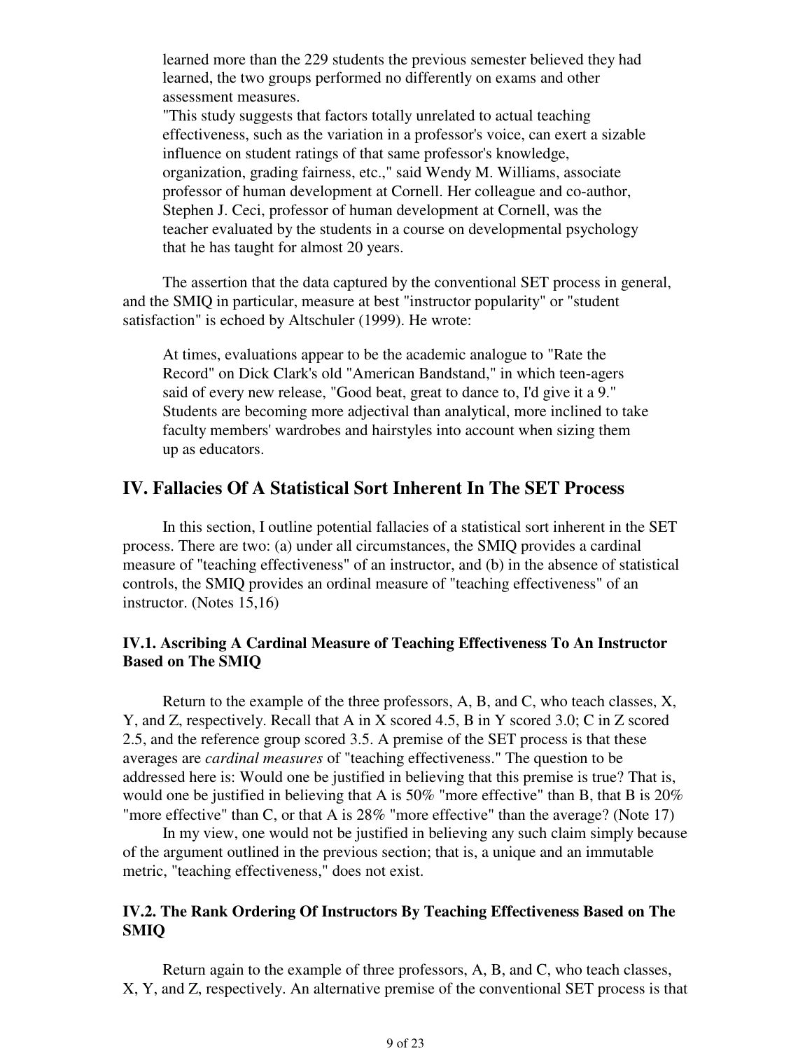learned more than the 229 students the previous semester believed they had learned, the two groups performed no differently on exams and other assessment measures.

"This study suggests that factors totally unrelated to actual teaching effectiveness, such as the variation in a professor's voice, can exert a sizable influence on student ratings of that same professor's knowledge, organization, grading fairness, etc.," said Wendy M. Williams, associate professor of human development at Cornell. Her colleague and co-author, Stephen J. Ceci, professor of human development at Cornell, was the teacher evaluated by the students in a course on developmental psychology that he has taught for almost 20 years.

The assertion that the data captured by the conventional SET process in general, and the SMIQ in particular, measure at best "instructor popularity" or "student satisfaction" is echoed by Altschuler (1999). He wrote:

> At times, evaluations appear to be the academic analogue to "Rate the Record" on Dick Clark's old "American Bandstand," in which teen-agers said of every new release, "Good beat, great to dance to, I'd give it a 9." Students are becoming more adjectival than analytical, more inclined to take faculty members' wardrobes and hairstyles into account when sizing them up as educators.

## IV. Fallacies Of A Statistical Sort Inherent In The SET Process

In this section, I outline potential fallacies of a statistical sort inherent in the SET process. There are two: (a) under all circumstances, the SMIQ provides a cardinal measure of "teaching effectiveness" of an instructor, and (b) in the absence of statistical controls, the SMIQ provides an ordinal measure of "teaching effectiveness" of an instructor. (Notes 15,16)

### IV.1. Ascribing A Cardinal Measure of Teaching Effectiveness To An Instructor Based on The SMIQ

Return to the example of the three professors, A, B, and C, who teach classes, X, Y, and Z, respectively. Recall that A in X scored 4.5, B in Y scored 3.0; C in Z scored 2.5, and the reference group scored 3.5. A premise of the SET process is that these averages are *cardinal measures* of "teaching effectiveness." The question to be addressed here is: Would one be justified in believing that this premise is true? That is, would one be justified in believing that A is 50% "more effective" than B, that B is 20% "more effective" than C, or that A is 28% "more effective" than the average? (Note 17)

In my view, one would not be justified in believing any such claim simply because of the argument outlined in the previous section; that is, a unique and an immutable metric, "teaching effectiveness," does not exist.

### IV.2. The Rank Ordering Of Instructors By Teaching Effectiveness Based on The SMIQ

Return again to the example of three professors, A, B, and C, who teach classes, X, Y, and Z, respectively. An alternative premise of the conventional SET process is that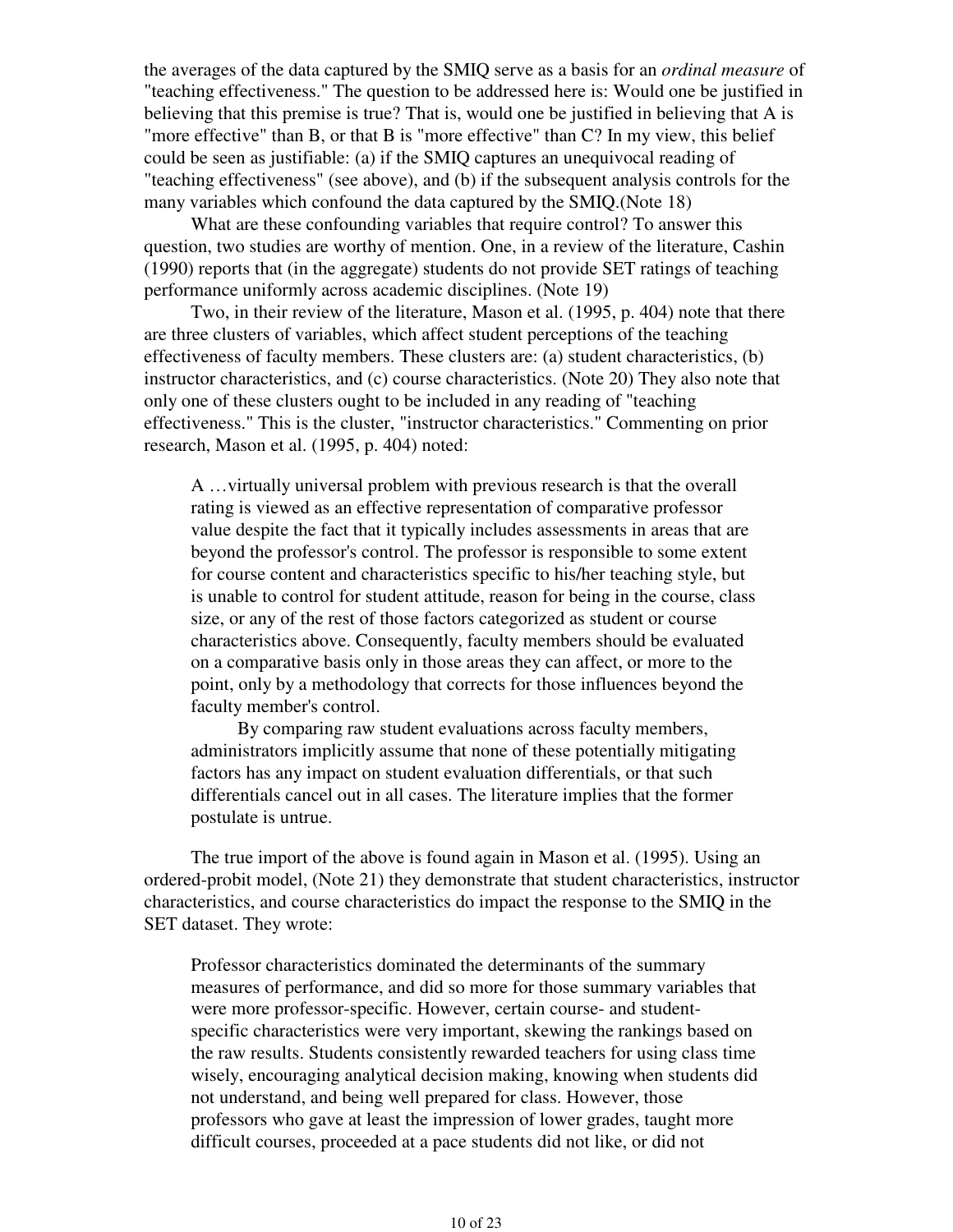the averages of the data captured by the SMIQ serve as a basis for an *ordinal measure* of "teaching effectiveness." The question to be addressed here is: Would one be justified in believing that this premise is true? That is, would one be justified in believing that A is "more effective" than B, or that B is "more effective" than C? In my view, this belief could be seen as justifiable: (a) if the SMIQ captures an unequivocal reading of "teaching effectiveness" (see above), and (b) if the subsequent analysis controls for the many variables which confound the data captured by the SMIQ.(Note 18)

What are these confounding variables that require control? To answer this question, two studies are worthy of mention. One, in a review of the literature, Cashin (1990) reports that (in the aggregate) students do not provide SET ratings of teaching performance uniformly across academic disciplines. (Note 19)

Two, in their review of the literature, Mason et al. (1995, p. 404) note that there are three clusters of variables, which affect student perceptions of the teaching effectiveness of faculty members. These clusters are: (a) student characteristics, (b) instructor characteristics, and (c) course characteristics. (Note 20) They also note that only one of these clusters ought to be included in any reading of "teaching effectiveness." This is the cluster, "instructor characteristics." Commenting on prior research, Mason et al. (1995, p. 404) noted:

> A …virtually universal problem with previous research is that the overall rating is viewed as an effective representation of comparative professor value despite the fact that it typically includes assessments in areas that are beyond the professor's control. The professor is responsible to some extent for course content and characteristics specific to his/her teaching style, but is unable to control for student attitude, reason for being in the course, class size, or any of the rest of those factors categorized as student or course characteristics above. Consequently, faculty members should be evaluated on a comparative basis only in those areas they can affect, or more to the point, only by a methodology that corrects for those influences beyond the faculty member's control.
>
> By comparing raw student evaluations across faculty members, administrators implicitly assume that none of these potentially mitigating factors has any impact on student evaluation differentials, or that such differentials cancel out in all cases. The literature implies that the former postulate is untrue.

The true import of the above is found again in Mason et al. (1995). Using an ordered-probit model, (Note 21) they demonstrate that student characteristics, instructor characteristics, and course characteristics do impact the response to the SMIQ in the SET dataset. They wrote:

> Professor characteristics dominated the determinants of the summary measures of performance, and did so more for those summary variables that were more professor-specific. However, certain course- and student-specific characteristics were very important, skewing the rankings based on the raw results. Students consistently rewarded teachers for using class time wisely, encouraging analytical decision making, knowing when students did not understand, and being well prepared for class. However, those professors who gave at least the impression of lower grades, taught more difficult courses, proceeded at a pace students did not like, or did not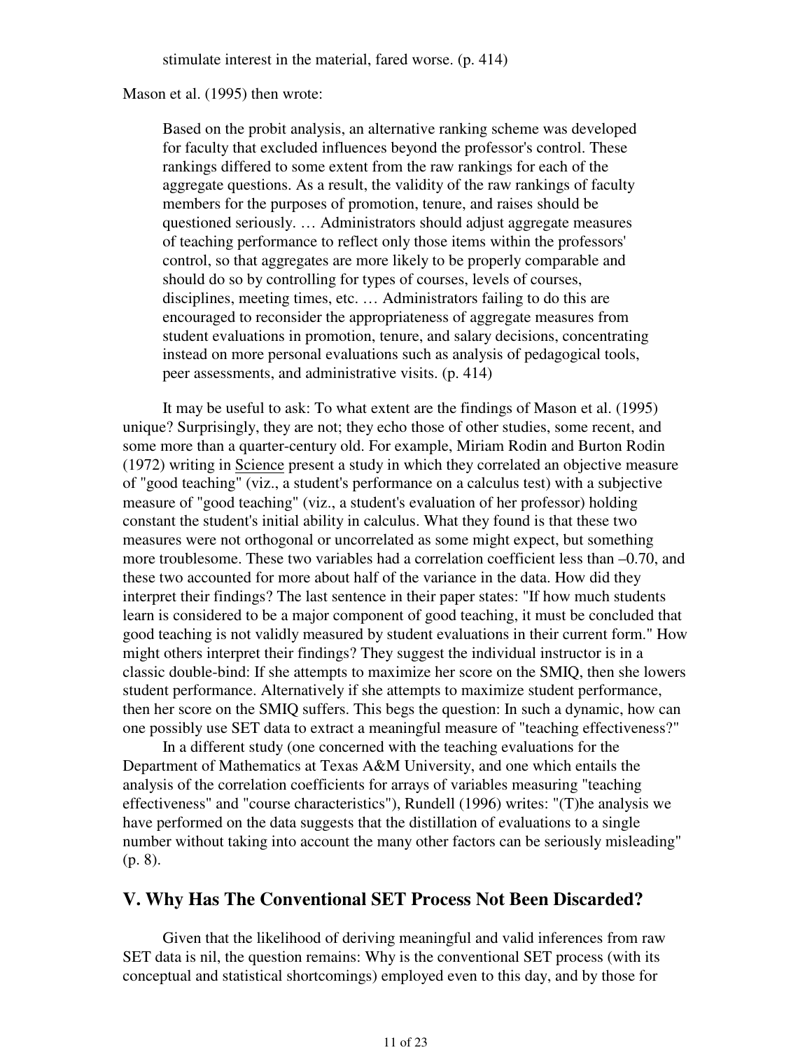stimulate interest in the material, fared worse. (p. 414)

Mason et al. (1995) then wrote:

> Based on the probit analysis, an alternative ranking scheme was developed for faculty that excluded influences beyond the professor's control. These rankings differed to some extent from the raw rankings for each of the aggregate questions. As a result, the validity of the raw rankings of faculty members for the purposes of promotion, tenure, and raises should be questioned seriously. … Administrators should adjust aggregate measures of teaching performance to reflect only those items within the professors' control, so that aggregates are more likely to be properly comparable and should do so by controlling for types of courses, levels of courses, disciplines, meeting times, etc. … Administrators failing to do this are encouraged to reconsider the appropriateness of aggregate measures from student evaluations in promotion, tenure, and salary decisions, concentrating instead on more personal evaluations such as analysis of pedagogical tools, peer assessments, and administrative visits. (p. 414)

It may be useful to ask: To what extent are the findings of Mason et al. (1995) unique? Surprisingly, they are not; they echo those of other studies, some recent, and some more than a quarter-century old. For example, Miriam Rodin and Burton Rodin (1972) writing in Science present a study in which they correlated an objective measure of "good teaching" (viz., a student's performance on a calculus test) with a subjective measure of "good teaching" (viz., a student's evaluation of her professor) holding constant the student's initial ability in calculus. What they found is that these two measures were not orthogonal or uncorrelated as some might expect, but something more troublesome. These two variables had a correlation coefficient less than –0.70, and these two accounted for more about half of the variance in the data. How did they interpret their findings? The last sentence in their paper states: "If how much students learn is considered to be a major component of good teaching, it must be concluded that good teaching is not validly measured by student evaluations in their current form." How might others interpret their findings? They suggest the individual instructor is in a classic double-bind: If she attempts to maximize her score on the SMIQ, then she lowers student performance. Alternatively if she attempts to maximize student performance, then her score on the SMIQ suffers. This begs the question: In such a dynamic, how can one possibly use SET data to extract a meaningful measure of "teaching effectiveness?"

In a different study (one concerned with the teaching evaluations for the Department of Mathematics at Texas A&M University, and one which entails the analysis of the correlation coefficients for arrays of variables measuring "teaching effectiveness" and "course characteristics"), Rundell (1996) writes: "(T)he analysis we have performed on the data suggests that the distillation of evaluations to a single number without taking into account the many other factors can be seriously misleading" (p. 8).

## V. Why Has The Conventional SET Process Not Been Discarded?

Given that the likelihood of deriving meaningful and valid inferences from raw SET data is nil, the question remains: Why is the conventional SET process (with its conceptual and statistical shortcomings) employed even to this day, and by those for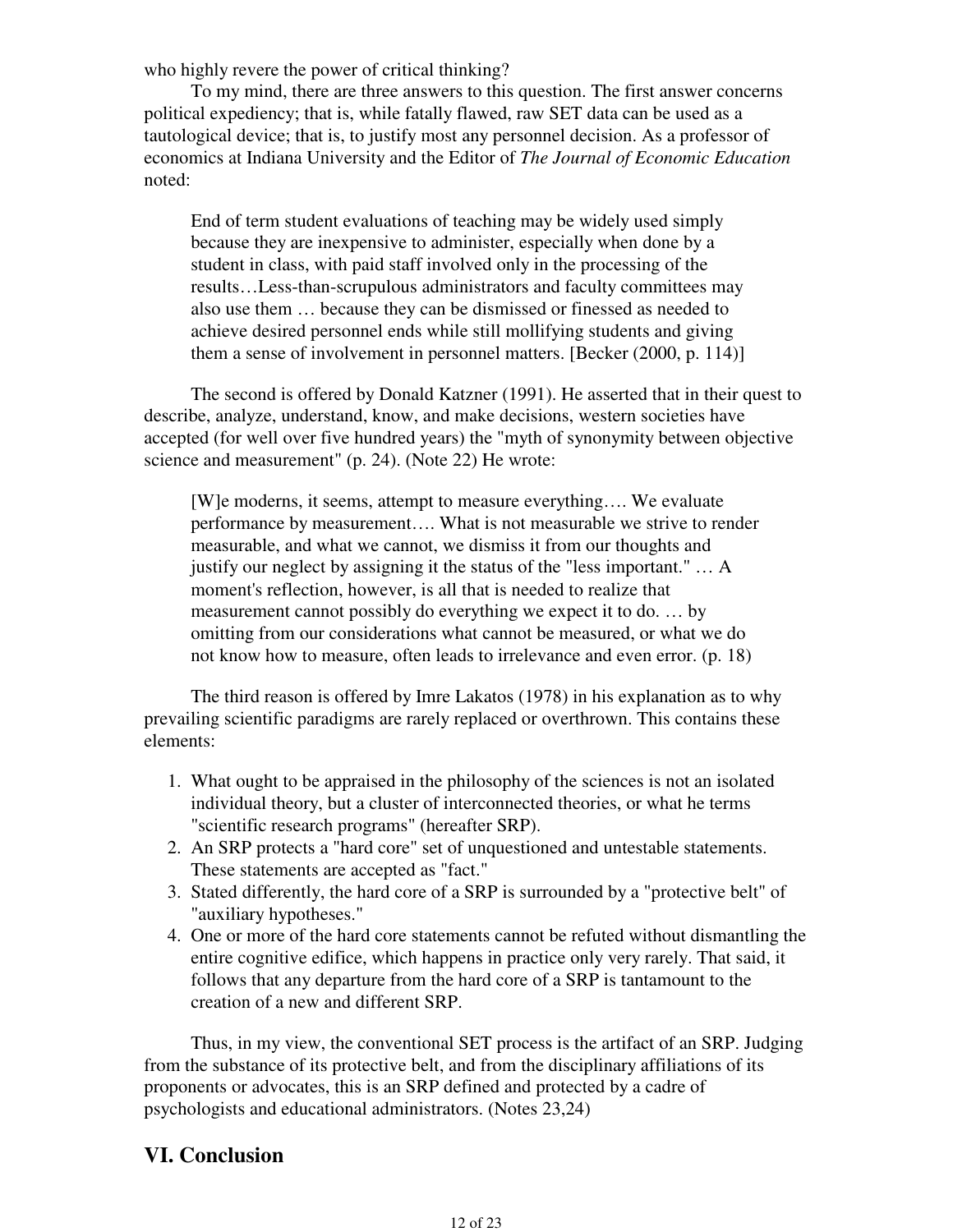who highly revere the power of critical thinking?

To my mind, there are three answers to this question. The first answer concerns political expediency; that is, while fatally flawed, raw SET data can be used as a tautological device; that is, to justify most any personnel decision. As a professor of economics at Indiana University and the Editor of *The Journal of Economic Education* noted:

> End of term student evaluations of teaching may be widely used simply because they are inexpensive to administer, especially when done by a student in class, with paid staff involved only in the processing of the results…Less-than-scrupulous administrators and faculty committees may also use them … because they can be dismissed or finessed as needed to achieve desired personnel ends while still mollifying students and giving them a sense of involvement in personnel matters. [Becker (2000, p. 114)]

The second is offered by Donald Katzner (1991). He asserted that in their quest to describe, analyze, understand, know, and make decisions, western societies have accepted (for well over five hundred years) the "myth of synonymity between objective science and measurement" (p. 24). (Note 22) He wrote:

> [W]e moderns, it seems, attempt to measure everything…. We evaluate performance by measurement…. What is not measurable we strive to render measurable, and what we cannot, we dismiss it from our thoughts and justify our neglect by assigning it the status of the "less important." … A moment's reflection, however, is all that is needed to realize that measurement cannot possibly do everything we expect it to do. … by omitting from our considerations what cannot be measured, or what we do not know how to measure, often leads to irrelevance and even error. (p. 18)

The third reason is offered by Imre Lakatos (1978) in his explanation as to why prevailing scientific paradigms are rarely replaced or overthrown. This contains these elements:

1. What ought to be appraised in the philosophy of the sciences is not an isolated individual theory, but a cluster of interconnected theories, or what he terms "scientific research programs" (hereafter SRP).
2. An SRP protects a "hard core" set of unquestioned and untestable statements. These statements are accepted as "fact."
3. Stated differently, the hard core of a SRP is surrounded by a "protective belt" of "auxiliary hypotheses."
4. One or more of the hard core statements cannot be refuted without dismantling the entire cognitive edifice, which happens in practice only very rarely. That said, it follows that any departure from the hard core of a SRP is tantamount to the creation of a new and different SRP.

Thus, in my view, the conventional SET process is the artifact of an SRP. Judging from the substance of its protective belt, and from the disciplinary affiliations of its proponents or advocates, this is an SRP defined and protected by a cadre of psychologists and educational administrators. (Notes 23,24)

## VI. Conclusion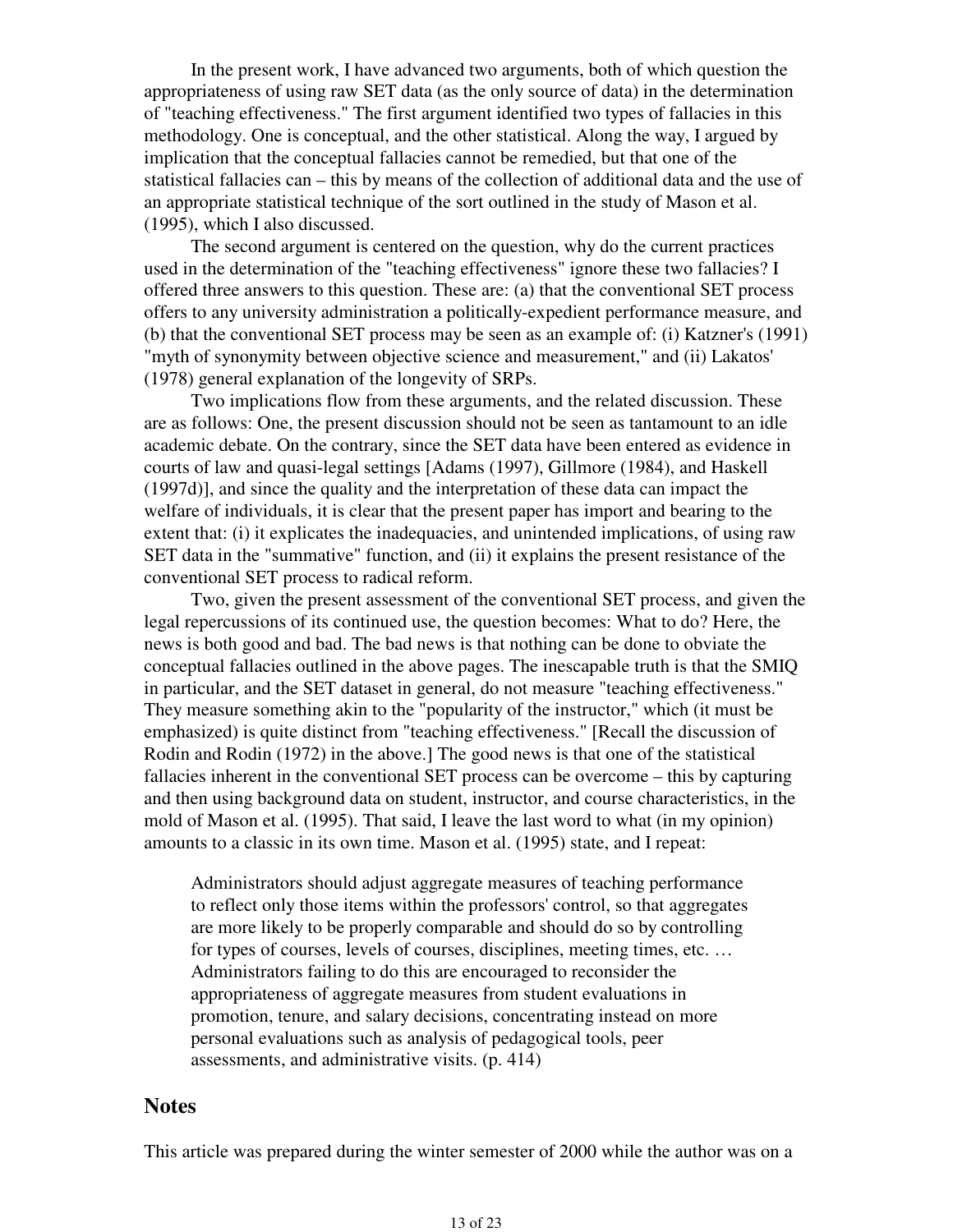In the present work, I have advanced two arguments, both of which question the appropriateness of using raw SET data (as the only source of data) in the determination of "teaching effectiveness." The first argument identified two types of fallacies in this methodology. One is conceptual, and the other statistical. Along the way, I argued by implication that the conceptual fallacies cannot be remedied, but that one of the statistical fallacies can – this by means of the collection of additional data and the use of an appropriate statistical technique of the sort outlined in the study of Mason et al. (1995), which I also discussed.

The second argument is centered on the question, why do the current practices used in the determination of the "teaching effectiveness" ignore these two fallacies? I offered three answers to this question. These are: (a) that the conventional SET process offers to any university administration a politically-expedient performance measure, and (b) that the conventional SET process may be seen as an example of: (i) Katzner's (1991) "myth of synonymity between objective science and measurement," and (ii) Lakatos' (1978) general explanation of the longevity of SRPs.

Two implications flow from these arguments, and the related discussion. These are as follows: One, the present discussion should not be seen as tantamount to an idle academic debate. On the contrary, since the SET data have been entered as evidence in courts of law and quasi-legal settings [Adams (1997), Gillmore (1984), and Haskell (1997d)], and since the quality and the interpretation of these data can impact the welfare of individuals, it is clear that the present paper has import and bearing to the extent that: (i) it explicates the inadequacies, and unintended implications, of using raw SET data in the "summative" function, and (ii) it explains the present resistance of the conventional SET process to radical reform.

Two, given the present assessment of the conventional SET process, and given the legal repercussions of its continued use, the question becomes: What to do? Here, the news is both good and bad. The bad news is that nothing can be done to obviate the conceptual fallacies outlined in the above pages. The inescapable truth is that the SMIQ in particular, and the SET dataset in general, do not measure "teaching effectiveness." They measure something akin to the "popularity of the instructor," which (it must be emphasized) is quite distinct from "teaching effectiveness." [Recall the discussion of Rodin and Rodin (1972) in the above.] The good news is that one of the statistical fallacies inherent in the conventional SET process can be overcome – this by capturing and then using background data on student, instructor, and course characteristics, in the mold of Mason et al. (1995). That said, I leave the last word to what (in my opinion) amounts to a classic in its own time. Mason et al. (1995) state, and I repeat:

> Administrators should adjust aggregate measures of teaching performance to reflect only those items within the professors' control, so that aggregates are more likely to be properly comparable and should do so by controlling for types of courses, levels of courses, disciplines, meeting times, etc. … Administrators failing to do this are encouraged to reconsider the appropriateness of aggregate measures from student evaluations in promotion, tenure, and salary decisions, concentrating instead on more personal evaluations such as analysis of pedagogical tools, peer assessments, and administrative visits. (p. 414)

## Notes

This article was prepared during the winter semester of 2000 while the author was on a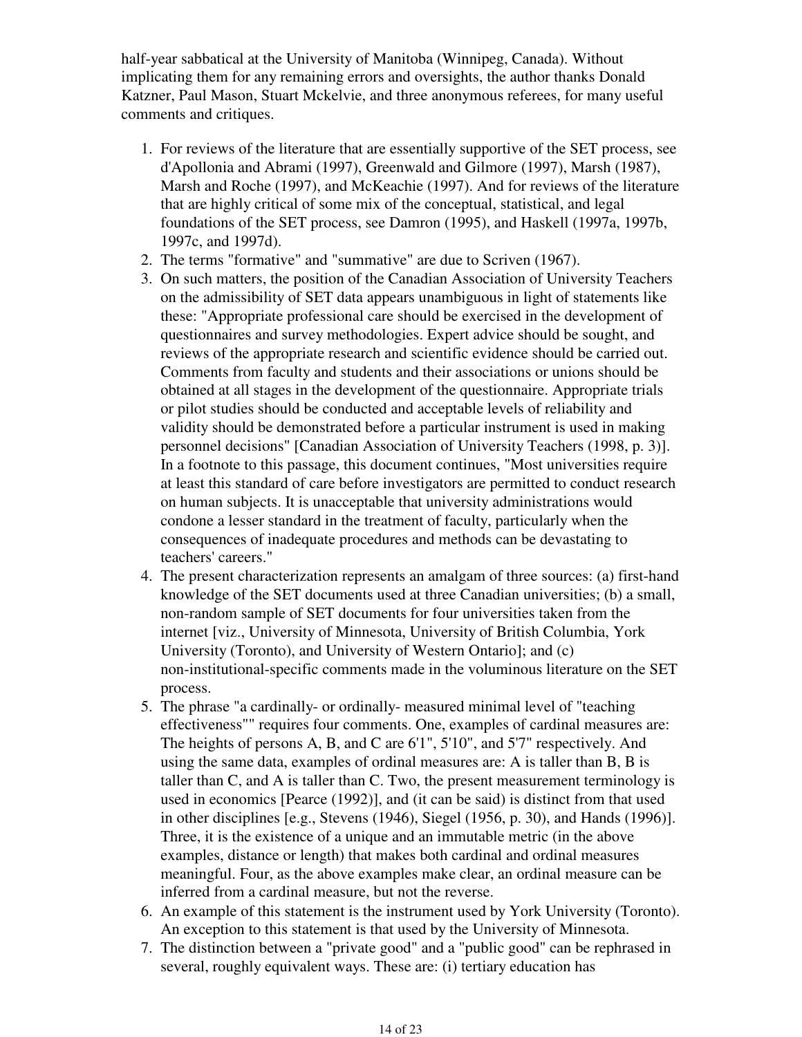half-year sabbatical at the University of Manitoba (Winnipeg, Canada). Without implicating them for any remaining errors and oversights, the author thanks Donald Katzner, Paul Mason, Stuart Mckelvie, and three anonymous referees, for many useful comments and critiques.

1. For reviews of the literature that are essentially supportive of the SET process, see d'Apollonia and Abrami (1997), Greenwald and Gilmore (1997), Marsh (1987), Marsh and Roche (1997), and McKeachie (1997). And for reviews of the literature that are highly critical of some mix of the conceptual, statistical, and legal foundations of the SET process, see Damron (1995), and Haskell (1997a, 1997b, 1997c, and 1997d).
2. The terms "formative" and "summative" are due to Scriven (1967).
3. On such matters, the position of the Canadian Association of University Teachers on the admissibility of SET data appears unambiguous in light of statements like these: "Appropriate professional care should be exercised in the development of questionnaires and survey methodologies. Expert advice should be sought, and reviews of the appropriate research and scientific evidence should be carried out. Comments from faculty and students and their associations or unions should be obtained at all stages in the development of the questionnaire. Appropriate trials or pilot studies should be conducted and acceptable levels of reliability and validity should be demonstrated before a particular instrument is used in making personnel decisions" [Canadian Association of University Teachers (1998, p. 3)]. In a footnote to this passage, this document continues, "Most universities require at least this standard of care before investigators are permitted to conduct research on human subjects. It is unacceptable that university administrations would condone a lesser standard in the treatment of faculty, particularly when the consequences of inadequate procedures and methods can be devastating to teachers' careers."
4. The present characterization represents an amalgam of three sources: (a) first-hand knowledge of the SET documents used at three Canadian universities; (b) a small, non-random sample of SET documents for four universities taken from the internet [viz., University of Minnesota, University of British Columbia, York University (Toronto), and University of Western Ontario]; and (c) non-institutional-specific comments made in the voluminous literature on the SET process.
5. The phrase "a cardinally- or ordinally- measured minimal level of "teaching effectiveness"" requires four comments. One, examples of cardinal measures are: The heights of persons A, B, and C are 6'1", 5'10", and 5'7" respectively. And using the same data, examples of ordinal measures are: A is taller than B, B is taller than C, and A is taller than C. Two, the present measurement terminology is used in economics [Pearce (1992)], and (it can be said) is distinct from that used in other disciplines [e.g., Stevens (1946), Siegel (1956, p. 30), and Hands (1996)]. Three, it is the existence of a unique and an immutable metric (in the above examples, distance or length) that makes both cardinal and ordinal measures meaningful. Four, as the above examples make clear, an ordinal measure can be inferred from a cardinal measure, but not the reverse.
6. An example of this statement is the instrument used by York University (Toronto). An exception to this statement is that used by the University of Minnesota.
7. The distinction between a "private good" and a "public good" can be rephrased in several, roughly equivalent ways. These are: (i) tertiary education has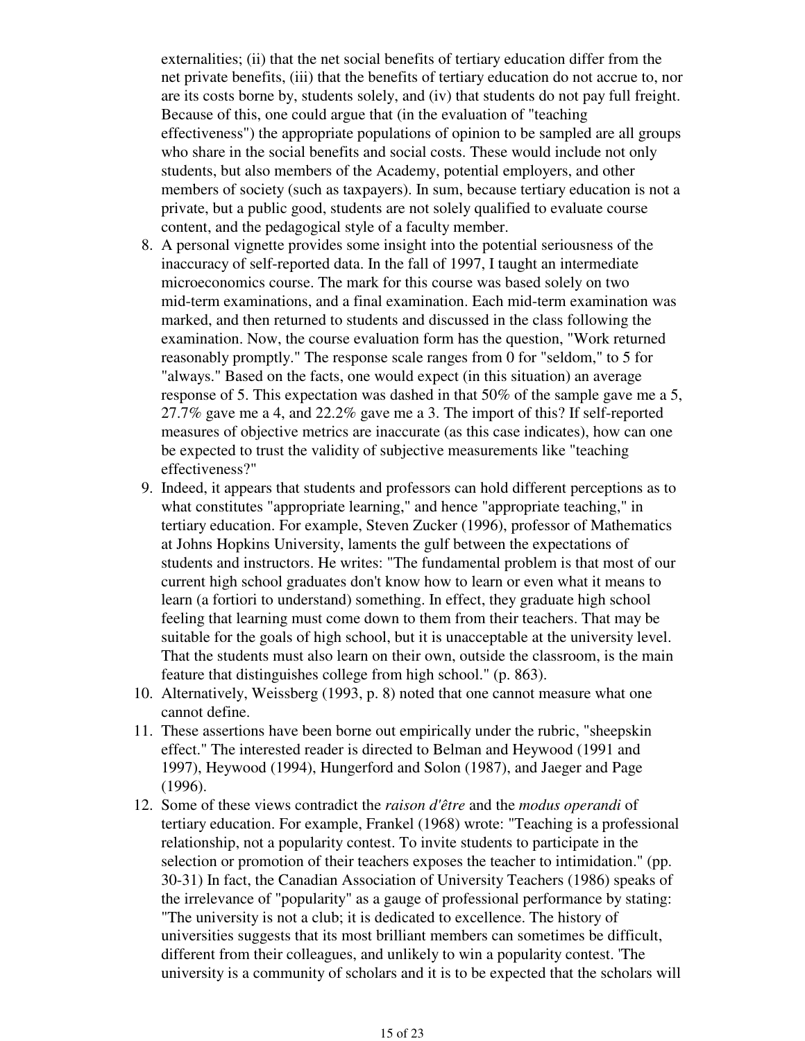externalities; (ii) that the net social benefits of tertiary education differ from the net private benefits, (iii) that the benefits of tertiary education do not accrue to, nor are its costs borne by, students solely, and (iv) that students do not pay full freight. Because of this, one could argue that (in the evaluation of "teaching effectiveness") the appropriate populations of opinion to be sampled are all groups who share in the social benefits and social costs. These would include not only students, but also members of the Academy, potential employers, and other members of society (such as taxpayers). In sum, because tertiary education is not a private, but a public good, students are not solely qualified to evaluate course content, and the pedagogical style of a faculty member.

8. A personal vignette provides some insight into the potential seriousness of the inaccuracy of self-reported data. In the fall of 1997, I taught an intermediate microeconomics course. The mark for this course was based solely on two mid-term examinations, and a final examination. Each mid-term examination was marked, and then returned to students and discussed in the class following the examination. Now, the course evaluation form has the question, "Work returned reasonably promptly." The response scale ranges from 0 for "seldom," to 5 for "always." Based on the facts, one would expect (in this situation) an average response of 5. This expectation was dashed in that 50% of the sample gave me a 5, 27.7% gave me a 4, and 22.2% gave me a 3. The import of this? If self-reported measures of objective metrics are inaccurate (as this case indicates), how can one be expected to trust the validity of subjective measurements like "teaching effectiveness?"
9. Indeed, it appears that students and professors can hold different perceptions as to what constitutes "appropriate learning," and hence "appropriate teaching," in tertiary education. For example, Steven Zucker (1996), professor of Mathematics at Johns Hopkins University, laments the gulf between the expectations of students and instructors. He writes: "The fundamental problem is that most of our current high school graduates don't know how to learn or even what it means to learn (a fortiori to understand) something. In effect, they graduate high school feeling that learning must come down to them from their teachers. That may be suitable for the goals of high school, but it is unacceptable at the university level. That the students must also learn on their own, outside the classroom, is the main feature that distinguishes college from high school." (p. 863).
10. Alternatively, Weissberg (1993, p. 8) noted that one cannot measure what one cannot define.
11. These assertions have been borne out empirically under the rubric, "sheepskin effect." The interested reader is directed to Belman and Heywood (1991 and 1997), Heywood (1994), Hungerford and Solon (1987), and Jaeger and Page (1996).
12. Some of these views contradict the *raison d'être* and the *modus operandi* of tertiary education. For example, Frankel (1968) wrote: "Teaching is a professional relationship, not a popularity contest. To invite students to participate in the selection or promotion of their teachers exposes the teacher to intimidation." (pp. 30-31) In fact, the Canadian Association of University Teachers (1986) speaks of the irrelevance of "popularity" as a gauge of professional performance by stating: "The university is not a club; it is dedicated to excellence. The history of universities suggests that its most brilliant members can sometimes be difficult, different from their colleagues, and unlikely to win a popularity contest. 'The university is a community of scholars and it is to be expected that the scholars will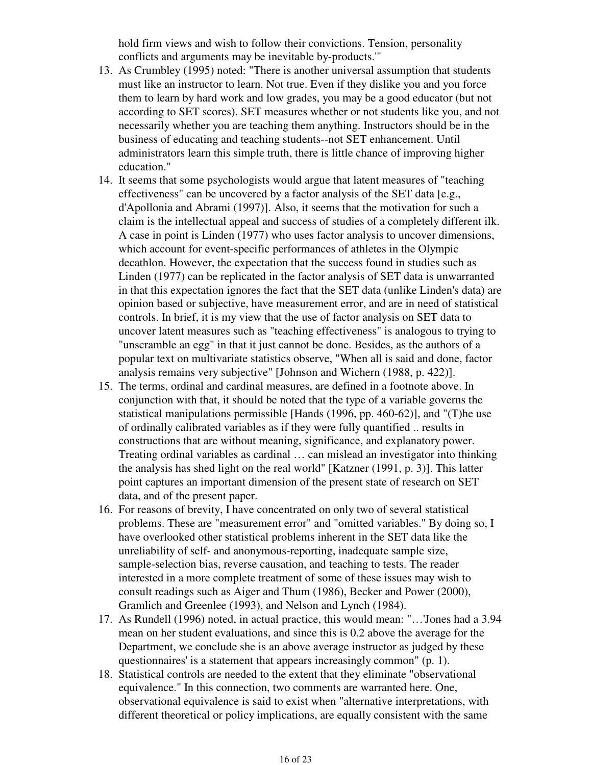hold firm views and wish to follow their convictions. Tension, personality conflicts and arguments may be inevitable by-products.'"

13. As Crumbley (1995) noted: "There is another universal assumption that students must like an instructor to learn. Not true. Even if they dislike you and you force them to learn by hard work and low grades, you may be a good educator (but not according to SET scores). SET measures whether or not students like you, and not necessarily whether you are teaching them anything. Instructors should be in the business of educating and teaching students--not SET enhancement. Until administrators learn this simple truth, there is little chance of improving higher education."
14. It seems that some psychologists would argue that latent measures of "teaching effectiveness" can be uncovered by a factor analysis of the SET data [e.g., d'Apollonia and Abrami (1997)]. Also, it seems that the motivation for such a claim is the intellectual appeal and success of studies of a completely different ilk. A case in point is Linden (1977) who uses factor analysis to uncover dimensions, which account for event-specific performances of athletes in the Olympic decathlon. However, the expectation that the success found in studies such as Linden (1977) can be replicated in the factor analysis of SET data is unwarranted in that this expectation ignores the fact that the SET data (unlike Linden's data) are opinion based or subjective, have measurement error, and are in need of statistical controls. In brief, it is my view that the use of factor analysis on SET data to uncover latent measures such as "teaching effectiveness" is analogous to trying to "unscramble an egg" in that it just cannot be done. Besides, as the authors of a popular text on multivariate statistics observe, "When all is said and done, factor analysis remains very subjective" [Johnson and Wichern (1988, p. 422)].
15. The terms, ordinal and cardinal measures, are defined in a footnote above. In conjunction with that, it should be noted that the type of a variable governs the statistical manipulations permissible [Hands (1996, pp. 460-62)], and "(T)he use of ordinally calibrated variables as if they were fully quantified .. results in constructions that are without meaning, significance, and explanatory power. Treating ordinal variables as cardinal … can mislead an investigator into thinking the analysis has shed light on the real world" [Katzner (1991, p. 3)]. This latter point captures an important dimension of the present state of research on SET data, and of the present paper.
16. For reasons of brevity, I have concentrated on only two of several statistical problems. These are "measurement error" and "omitted variables." By doing so, I have overlooked other statistical problems inherent in the SET data like the unreliability of self- and anonymous-reporting, inadequate sample size, sample-selection bias, reverse causation, and teaching to tests. The reader interested in a more complete treatment of some of these issues may wish to consult readings such as Aiger and Thum (1986), Becker and Power (2000), Gramlich and Greenlee (1993), and Nelson and Lynch (1984).
17. As Rundell (1996) noted, in actual practice, this would mean: "…'Jones had a 3.94 mean on her student evaluations, and since this is 0.2 above the average for the Department, we conclude she is an above average instructor as judged by these questionnaires' is a statement that appears increasingly common" (p. 1).
18. Statistical controls are needed to the extent that they eliminate "observational equivalence." In this connection, two comments are warranted here. One, observational equivalence is said to exist when "alternative interpretations, with different theoretical or policy implications, are equally consistent with the same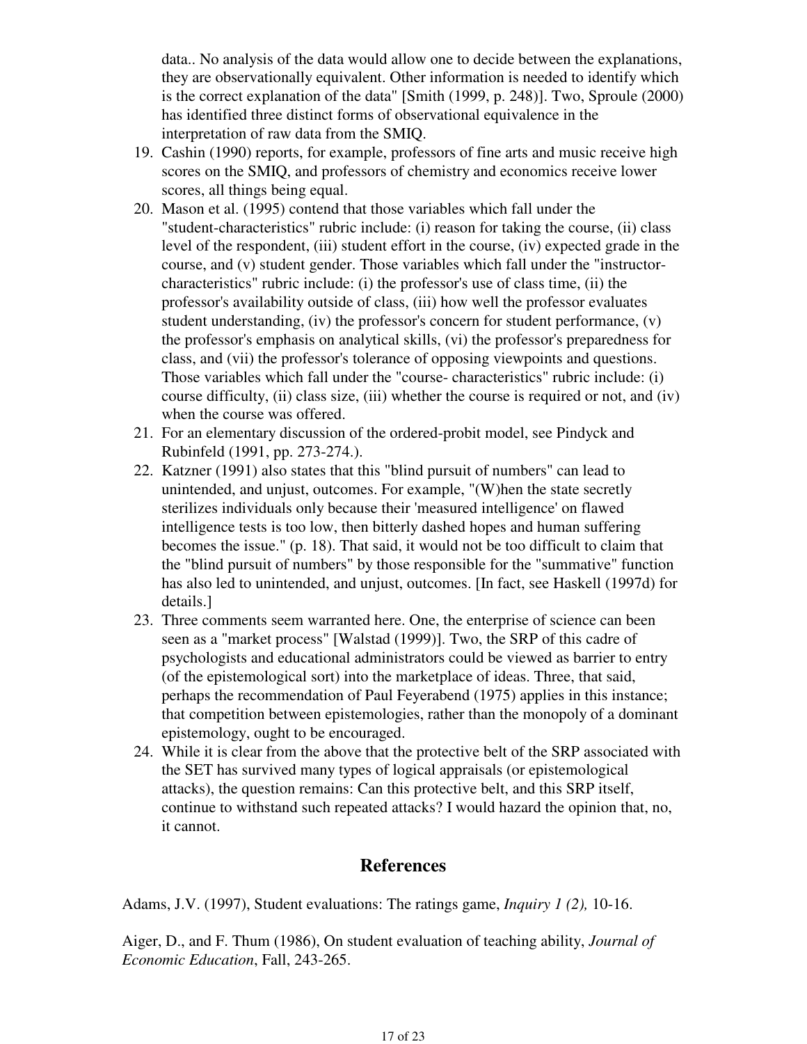data.. No analysis of the data would allow one to decide between the explanations, they are observationally equivalent. Other information is needed to identify which is the correct explanation of the data" [Smith (1999, p. 248)]. Two, Sproule (2000) has identified three distinct forms of observational equivalence in the interpretation of raw data from the SMIQ.

19. Cashin (1990) reports, for example, professors of fine arts and music receive high scores on the SMIQ, and professors of chemistry and economics receive lower scores, all things being equal.
20. Mason et al. (1995) contend that those variables which fall under the "student-characteristics" rubric include: (i) reason for taking the course, (ii) class level of the respondent, (iii) student effort in the course, (iv) expected grade in the course, and (v) student gender. Those variables which fall under the "instructor-characteristics" rubric include: (i) the professor's use of class time, (ii) the professor's availability outside of class, (iii) how well the professor evaluates student understanding, (iv) the professor's concern for student performance, (v) the professor's emphasis on analytical skills, (vi) the professor's preparedness for class, and (vii) the professor's tolerance of opposing viewpoints and questions. Those variables which fall under the "course- characteristics" rubric include: (i) course difficulty, (ii) class size, (iii) whether the course is required or not, and (iv) when the course was offered.
21. For an elementary discussion of the ordered-probit model, see Pindyck and Rubinfeld (1991, pp. 273-274.).
22. Katzner (1991) also states that this "blind pursuit of numbers" can lead to unintended, and unjust, outcomes. For example, "(W)hen the state secretly sterilizes individuals only because their 'measured intelligence' on flawed intelligence tests is too low, then bitterly dashed hopes and human suffering becomes the issue." (p. 18). That said, it would not be too difficult to claim that the "blind pursuit of numbers" by those responsible for the "summative" function has also led to unintended, and unjust, outcomes. [In fact, see Haskell (1997d) for details.]
23. Three comments seem warranted here. One, the enterprise of science can been seen as a "market process" [Walstad (1999)]. Two, the SRP of this cadre of psychologists and educational administrators could be viewed as barrier to entry (of the epistemological sort) into the marketplace of ideas. Three, that said, perhaps the recommendation of Paul Feyerabend (1975) applies in this instance; that competition between epistemologies, rather than the monopoly of a dominant epistemology, ought to be encouraged.
24. While it is clear from the above that the protective belt of the SRP associated with the SET has survived many types of logical appraisals (or epistemological attacks), the question remains: Can this protective belt, and this SRP itself, continue to withstand such repeated attacks? I would hazard the opinion that, no, it cannot.

## References

Adams, J.V. (1997), Student evaluations: The ratings game, *Inquiry 1 (2),* 10-16.

Aiger, D., and F. Thum (1986), On student evaluation of teaching ability, *Journal of Economic Education*, Fall, 243-265.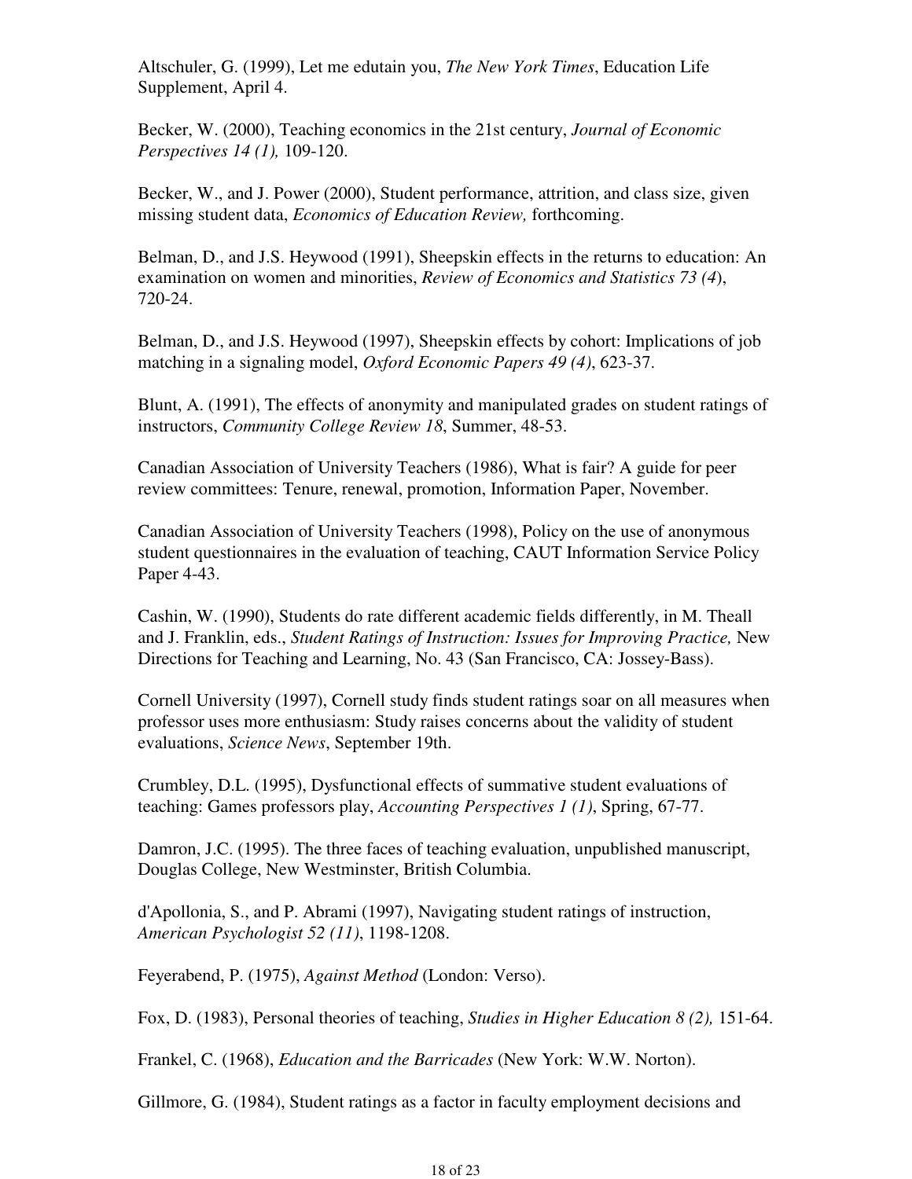Altschuler, G. (1999), Let me edutain you, *The New York Times*, Education Life Supplement, April 4.

Becker, W. (2000), Teaching economics in the 21st century, *Journal of Economic Perspectives 14 (1),* 109-120.

Becker, W., and J. Power (2000), Student performance, attrition, and class size, given missing student data, *Economics of Education Review,* forthcoming.

Belman, D., and J.S. Heywood (1991), Sheepskin effects in the returns to education: An examination on women and minorities, *Review of Economics and Statistics 73 (4*), 720-24.

Belman, D., and J.S. Heywood (1997), Sheepskin effects by cohort: Implications of job matching in a signaling model, *Oxford Economic Papers 49 (4)*, 623-37.

Blunt, A. (1991), The effects of anonymity and manipulated grades on student ratings of instructors, *Community College Review 18*, Summer, 48-53.

Canadian Association of University Teachers (1986), What is fair? A guide for peer review committees: Tenure, renewal, promotion, Information Paper, November.

Canadian Association of University Teachers (1998), Policy on the use of anonymous student questionnaires in the evaluation of teaching, CAUT Information Service Policy Paper 4-43.

Cashin, W. (1990), Students do rate different academic fields differently, in M. Theall and J. Franklin, eds., *Student Ratings of Instruction: Issues for Improving Practice,* New Directions for Teaching and Learning, No. 43 (San Francisco, CA: Jossey-Bass).

Cornell University (1997), Cornell study finds student ratings soar on all measures when professor uses more enthusiasm: Study raises concerns about the validity of student evaluations, *Science News*, September 19th.

Crumbley, D.L. (1995), Dysfunctional effects of summative student evaluations of teaching: Games professors play, *Accounting Perspectives 1 (1)*, Spring, 67-77.

Damron, J.C. (1995). The three faces of teaching evaluation, unpublished manuscript, Douglas College, New Westminster, British Columbia.

d'Apollonia, S., and P. Abrami (1997), Navigating student ratings of instruction, *American Psychologist 52 (11)*, 1198-1208.

Feyerabend, P. (1975), *Against Method* (London: Verso).

Fox, D. (1983), Personal theories of teaching, *Studies in Higher Education 8 (2),* 151-64.

Frankel, C. (1968), *Education and the Barricades* (New York: W.W. Norton).

Gillmore, G. (1984), Student ratings as a factor in faculty employment decisions and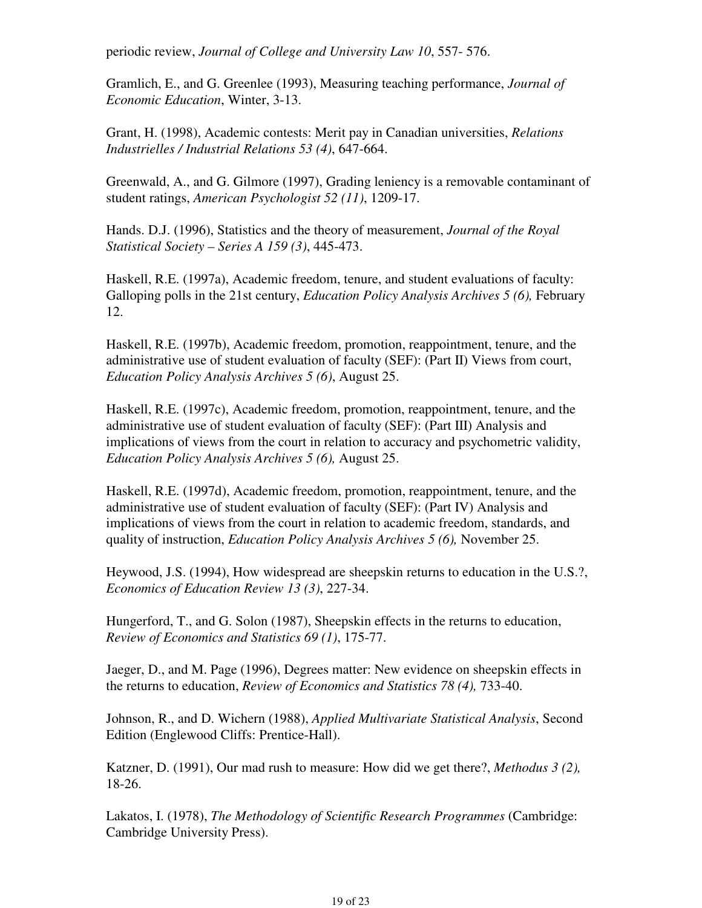periodic review, *Journal of College and University Law 10*, 557- 576.

Gramlich, E., and G. Greenlee (1993), Measuring teaching performance, *Journal of Economic Education*, Winter, 3-13.

Grant, H. (1998), Academic contests: Merit pay in Canadian universities, *Relations Industrielles / Industrial Relations 53 (4)*, 647-664.

Greenwald, A., and G. Gilmore (1997), Grading leniency is a removable contaminant of student ratings, *American Psychologist 52 (11)*, 1209-17.

Hands. D.J. (1996), Statistics and the theory of measurement, *Journal of the Royal Statistical Society – Series A 159 (3)*, 445-473.

Haskell, R.E. (1997a), Academic freedom, tenure, and student evaluations of faculty: Galloping polls in the 21st century, *Education Policy Analysis Archives 5 (6),* February 12.

Haskell, R.E. (1997b), Academic freedom, promotion, reappointment, tenure, and the administrative use of student evaluation of faculty (SEF): (Part II) Views from court, *Education Policy Analysis Archives 5 (6)*, August 25.

Haskell, R.E. (1997c), Academic freedom, promotion, reappointment, tenure, and the administrative use of student evaluation of faculty (SEF): (Part III) Analysis and implications of views from the court in relation to accuracy and psychometric validity, *Education Policy Analysis Archives 5 (6),* August 25.

Haskell, R.E. (1997d), Academic freedom, promotion, reappointment, tenure, and the administrative use of student evaluation of faculty (SEF): (Part IV) Analysis and implications of views from the court in relation to academic freedom, standards, and quality of instruction, *Education Policy Analysis Archives 5 (6),* November 25.

Heywood, J.S. (1994), How widespread are sheepskin returns to education in the U.S.?, *Economics of Education Review 13 (3)*, 227-34.

Hungerford, T., and G. Solon (1987), Sheepskin effects in the returns to education, *Review of Economics and Statistics 69 (1)*, 175-77.

Jaeger, D., and M. Page (1996), Degrees matter: New evidence on sheepskin effects in the returns to education, *Review of Economics and Statistics 78 (4),* 733-40.

Johnson, R., and D. Wichern (1988), *Applied Multivariate Statistical Analysis*, Second Edition (Englewood Cliffs: Prentice-Hall).

Katzner, D. (1991), Our mad rush to measure: How did we get there?, *Methodus 3 (2),* 18-26.

Lakatos, I. (1978), *The Methodology of Scientific Research Programmes* (Cambridge: Cambridge University Press).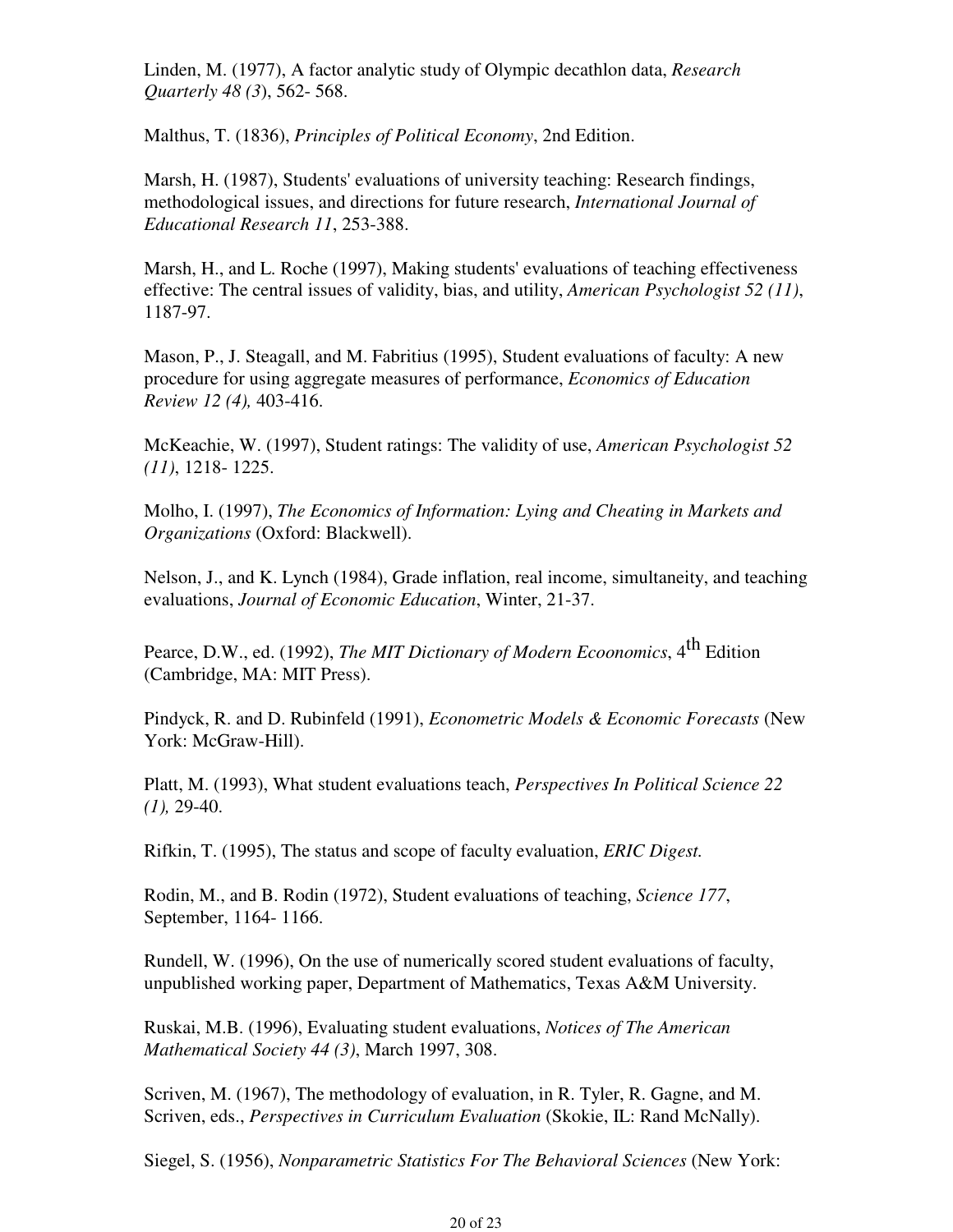Linden, M. (1977), A factor analytic study of Olympic decathlon data, *Research Quarterly 48 (3*), 562- 568.

Malthus, T. (1836), *Principles of Political Economy*, 2nd Edition.

Marsh, H. (1987), Students' evaluations of university teaching: Research findings, methodological issues, and directions for future research, *International Journal of Educational Research 11*, 253-388.

Marsh, H., and L. Roche (1997), Making students' evaluations of teaching effectiveness effective: The central issues of validity, bias, and utility, *American Psychologist 52 (11)*, 1187-97.

Mason, P., J. Steagall, and M. Fabritius (1995), Student evaluations of faculty: A new procedure for using aggregate measures of performance, *Economics of Education Review 12 (4),* 403-416.

McKeachie, W. (1997), Student ratings: The validity of use, *American Psychologist 52 (11)*, 1218- 1225.

Molho, I. (1997), *The Economics of Information: Lying and Cheating in Markets and Organizations* (Oxford: Blackwell).

Nelson, J., and K. Lynch (1984), Grade inflation, real income, simultaneity, and teaching evaluations, *Journal of Economic Education*, Winter, 21-37.

Pearce, D.W., ed. (1992), *The MIT Dictionary of Modern Ecoonomics*, 4th Edition (Cambridge, MA: MIT Press).

Pindyck, R. and D. Rubinfeld (1991), *Econometric Models & Economic Forecasts* (New York: McGraw-Hill).

Platt, M. (1993), What student evaluations teach, *Perspectives In Political Science 22 (1),* 29-40.

Rifkin, T. (1995), The status and scope of faculty evaluation, *ERIC Digest.*

Rodin, M., and B. Rodin (1972), Student evaluations of teaching, *Science 177*, September, 1164- 1166.

Rundell, W. (1996), On the use of numerically scored student evaluations of faculty, unpublished working paper, Department of Mathematics, Texas A&M University.

Ruskai, M.B. (1996), Evaluating student evaluations, *Notices of The American Mathematical Society 44 (3)*, March 1997, 308.

Scriven, M. (1967), The methodology of evaluation, in R. Tyler, R. Gagne, and M. Scriven, eds., *Perspectives in Curriculum Evaluation* (Skokie, IL: Rand McNally).

Siegel, S. (1956), *Nonparametric Statistics For The Behavioral Sciences* (New York: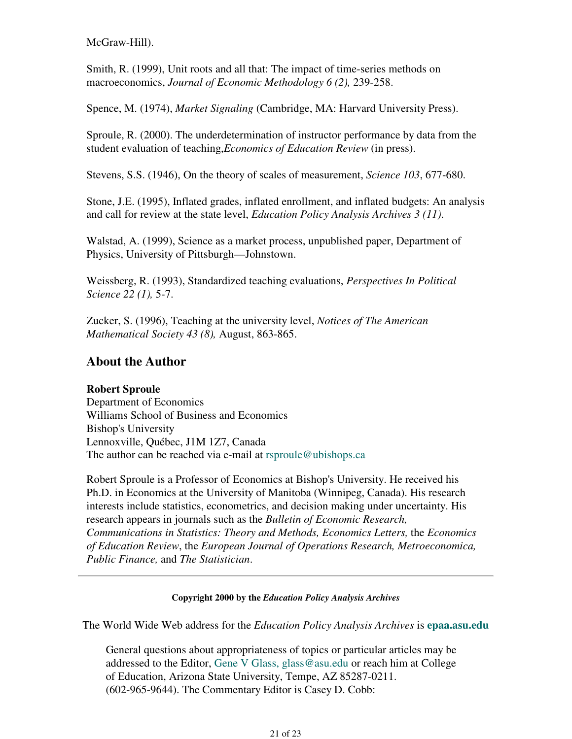McGraw-Hill).

Smith, R. (1999), Unit roots and all that: The impact of time-series methods on macroeconomics, *Journal of Economic Methodology 6 (2),* 239-258.

Spence, M. (1974), *Market Signaling* (Cambridge, MA: Harvard University Press).

Sproule, R. (2000). The underdetermination of instructor performance by data from the student evaluation of teaching,*Economics of Education Review* (in press).

Stevens, S.S. (1946), On the theory of scales of measurement, *Science 103*, 677-680.

Stone, J.E. (1995), Inflated grades, inflated enrollment, and inflated budgets: An analysis and call for review at the state level, *Education Policy Analysis Archives 3 (11).*

Walstad, A. (1999), Science as a market process, unpublished paper, Department of Physics, University of Pittsburgh—Johnstown.

Weissberg, R. (1993), Standardized teaching evaluations, *Perspectives In Political Science 22 (1),* 5-7.

Zucker, S. (1996), Teaching at the university level, *Notices of The American Mathematical Society 43 (8),* August, 863-865.

## About the Author

**Robert Sproule**
Department of Economics
Williams School of Business and Economics
Bishop's University
Lennoxville, Québec, J1M 1Z7, Canada
The author can be reached via e-mail at rsproule@ubishops.ca

Robert Sproule is a Professor of Economics at Bishop's University. He received his Ph.D. in Economics at the University of Manitoba (Winnipeg, Canada). His research interests include statistics, econometrics, and decision making under uncertainty. His research appears in journals such as the *Bulletin of Economic Research, Communications in Statistics: Theory and Methods, Economics Letters,* the *Economics of Education Review*, the *European Journal of Operations Research, Metroeconomica, Public Finance,* and *The Statistician*.

---

**Copyright 2000 by the *Education Policy Analysis Archives***

The World Wide Web address for the *Education Policy Analysis Archives* is **epaa.asu.edu**

General questions about appropriateness of topics or particular articles may be addressed to the Editor, Gene V Glass, glass@asu.edu or reach him at College of Education, Arizona State University, Tempe, AZ 85287-0211. (602-965-9644). The Commentary Editor is Casey D. Cobb: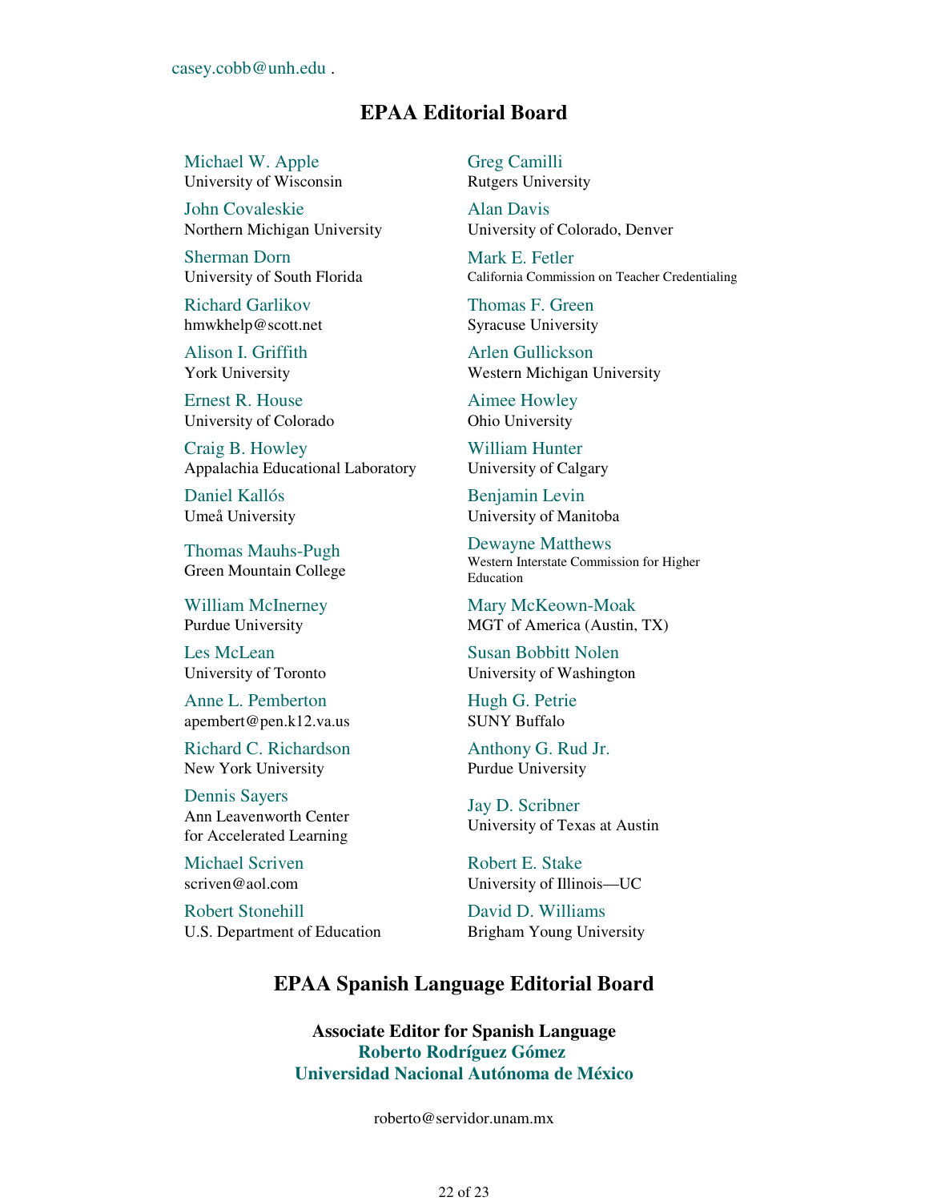casey.cobb@unh.edu .

## EPAA Editorial Board

Michael W. Apple
University of Wisconsin

Greg Camilli
Rutgers University

John Covaleskie
Northern Michigan University

Alan Davis
University of Colorado, Denver

Sherman Dorn
University of South Florida

Mark E. Fetler
California Commission on Teacher Credentialing

Richard Garlikov
hmwkhelp@scott.net

Thomas F. Green
Syracuse University

Alison I. Griffith
York University

Arlen Gullickson
Western Michigan University

Ernest R. House
University of Colorado

Aimee Howley
Ohio University

Craig B. Howley
Appalachia Educational Laboratory

William Hunter
University of Calgary

Daniel Kallós
Umeå University

Benjamin Levin
University of Manitoba

Thomas Mauhs-Pugh
Green Mountain College

Dewayne Matthews
Western Interstate Commission for Higher Education

William McInerney
Purdue University

Mary McKeown-Moak
MGT of America (Austin, TX)

Les McLean
University of Toronto

Susan Bobbitt Nolen
University of Washington

Anne L. Pemberton
apembert@pen.k12.va.us

Hugh G. Petrie
SUNY Buffalo

Richard C. Richardson
New York University

Anthony G. Rud Jr.
Purdue University

Dennis Sayers
Ann Leavenworth Center for Accelerated Learning

Jay D. Scribner
University of Texas at Austin

Michael Scriven
scriven@aol.com

Robert E. Stake
University of Illinois—UC

Robert Stonehill
U.S. Department of Education

David D. Williams
Brigham Young University

## EPAA Spanish Language Editorial Board

**Associate Editor for Spanish Language**
**Roberto Rodríguez Gómez**
**Universidad Nacional Autónoma de México**

roberto@servidor.unam.mx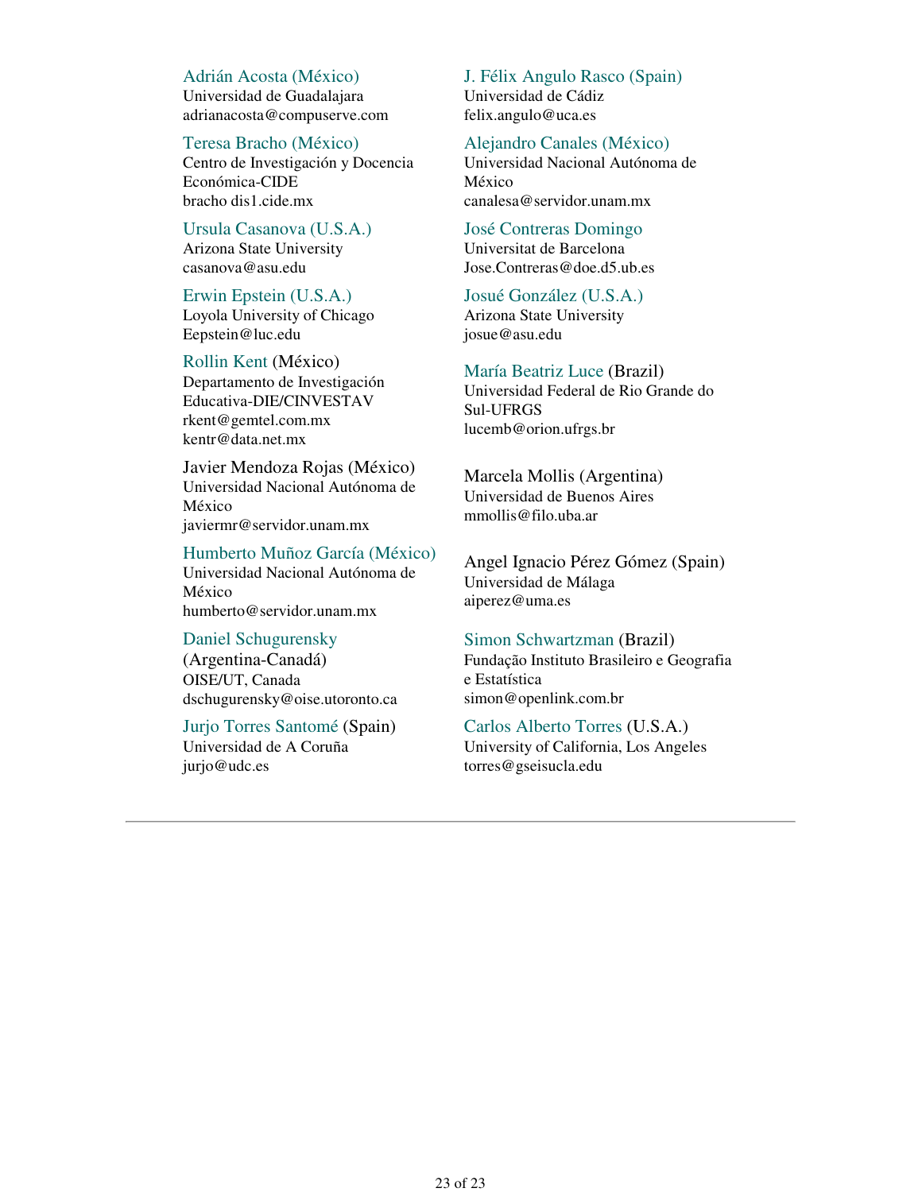Adrián Acosta (México)
Universidad de Guadalajara
adrianacosta@compuserve.com

J. Félix Angulo Rasco (Spain)
Universidad de Cádiz
felix.angulo@uca.es

Teresa Bracho (México)
Centro de Investigación y Docencia Económica-CIDE
bracho dis1.cide.mx

Alejandro Canales (México)
Universidad Nacional Autónoma de México
canalesa@servidor.unam.mx

Ursula Casanova (U.S.A.)
Arizona State University
casanova@asu.edu

José Contreras Domingo
Universitat de Barcelona
Jose.Contreras@doe.d5.ub.es

Erwin Epstein (U.S.A.)
Loyola University of Chicago
Eepstein@luc.edu

Josué González (U.S.A.)
Arizona State University
josue@asu.edu

Rollin Kent (México)
Departamento de Investigación Educativa-DIE/CINVESTAV
rkent@gemtel.com.mx
kentr@data.net.mx

María Beatriz Luce (Brazil)
Universidad Federal de Rio Grande do Sul-UFRGS
lucemb@orion.ufrgs.br

Javier Mendoza Rojas (México)
Universidad Nacional Autónoma de México
javiermr@servidor.unam.mx

Marcela Mollis (Argentina)
Universidad de Buenos Aires
mmollis@filo.uba.ar

Humberto Muñoz García (México)
Universidad Nacional Autónoma de México
humberto@servidor.unam.mx

Angel Ignacio Pérez Gómez (Spain)
Universidad de Málaga
aiperez@uma.es

Daniel Schugurensky (Argentina-Canadá)
OISE/UT, Canada
dschugurensky@oise.utoronto.ca

Simon Schwartzman (Brazil)
Fundação Instituto Brasileiro e Geografia e Estatística
simon@openlink.com.br

Jurjo Torres Santomé (Spain)
Universidad de A Coruña
jurjo@udc.es

Carlos Alberto Torres (U.S.A.)
University of California, Los Angeles
torres@gseisucla.edu